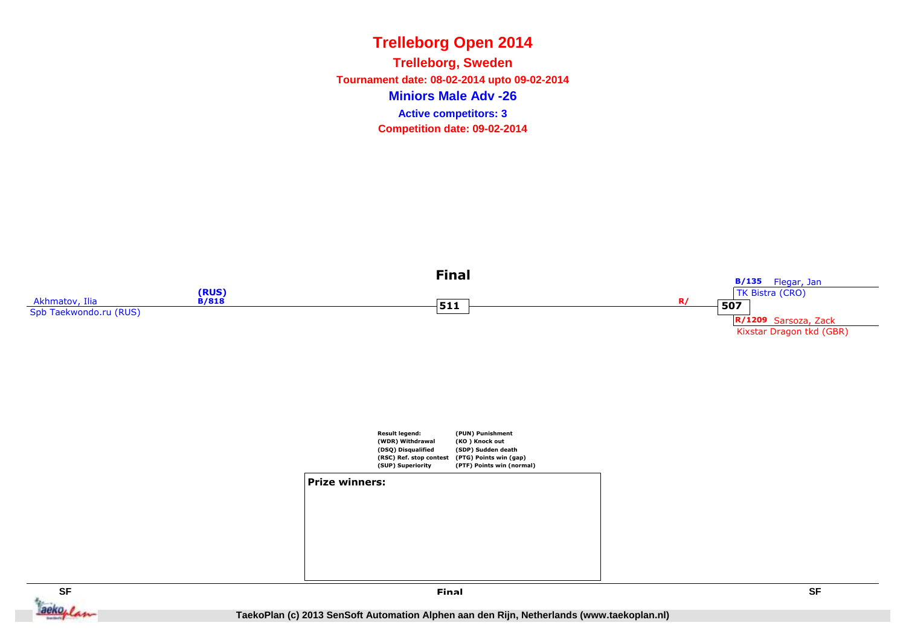# Trelleborg Open 2014

## Trelleborg, Sweden

**Tournament date: 08-02-2014 upto 09-02-2014**

### Miniors Male Adv -26

**Active competitors: 3**

**Competition date: 09-02-2014**

**Final**

Akhmatov, Ilia (RUS) B/818
Spb Taekwondo.ru (RUS)

511

R/

507

B/135 Flegar, Jan
TK Bistra (CRO)

R/1209 Sarsoza, Zack
Kixstar Dragon tkd (GBR)

| Result legend: | |
| --- | --- |
| (WDR) Withdrawal | (PUN) Punishment |
| (DSQ) Disqualified | (KO ) Knock out |
| (RSC) Ref. stop contest | (SDP) Sudden death |
| (SUP) Superiority | (PTG) Points win (gap) |
| | (PTF) Points win (normal) |

**Prize winners:**

SF | Final | SF

TaekoPlan (c) 2013 SenSoft Automation Alphen aan den Rijn, Netherlands (www.taekoplan.nl)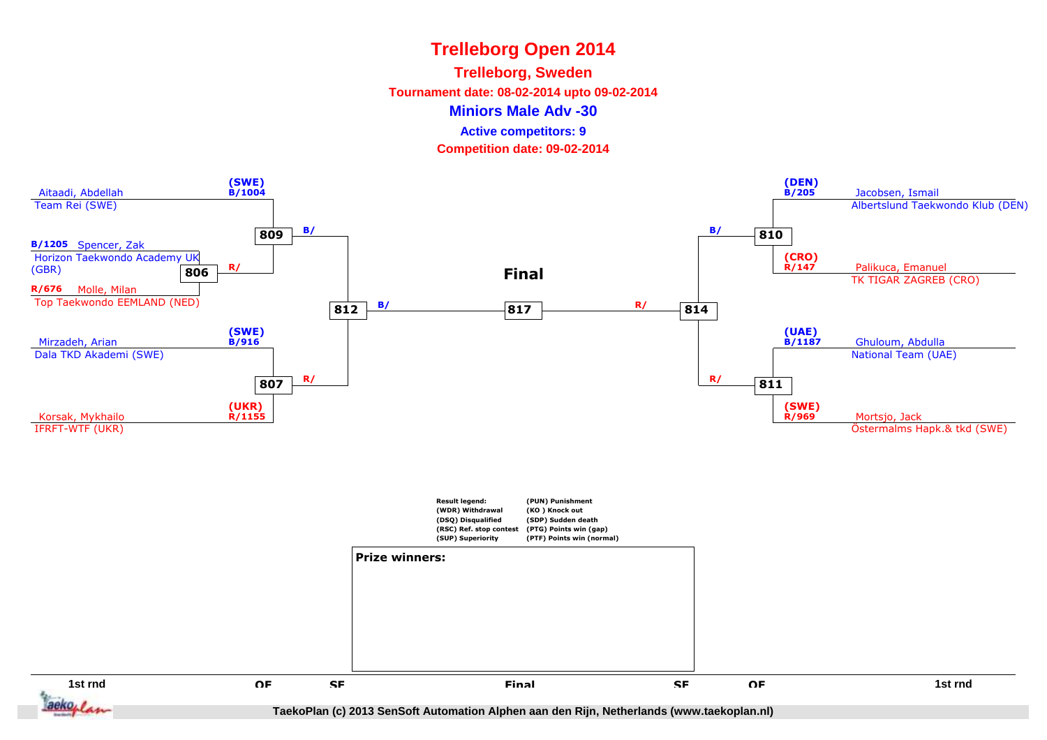# Trelleborg Open 2014

## Trelleborg, Sweden

**Tournament date: 08-02-2014 upto 09-02-2014**

### Miniors Male Adv -30

**Active competitors: 9**

**Competition date: 09-02-2014**

**Left side**

- 1st rnd: **806** — B/1205 Spencer, Zak, Horizon Taekwondo Academy UK (GBR) vs. R/676 Molle, Milan, Top Taekwondo EEMLAND (NED) → R/
- QF: **809** — (SWE) B/1004 Aitaadi, Abdellah, Team Rei (SWE) vs. winner of 806 (R/) → B/
- QF: **807** — (SWE) B/916 Mirzadeh, Arian, Dala TKD Akademi (SWE) vs. (UKR) R/1155 Korsak, Mykhailo, IFRFT-WTF (UKR) → R/
- SF: **812** — winner of 809 (B/) vs. winner of 807 (R/) → B/

**Final**

- **817** — winner of 812 (B/) vs. winner of 814 (R/)

**Right side**

- QF: **810** — (DEN) B/205 Jacobsen, Ismail, Albertslund Taekwondo Klub (DEN) vs. (CRO) R/147 Palikuca, Emanuel, TK TIGAR ZAGREB (CRO) → B/
- QF: **811** — (UAE) B/1187 Ghuloum, Abdulla, National Team (UAE) vs. (SWE) R/969 Mortsjo, Jack, Östermalms Hapk.& tkd (SWE) → R/
- SF: **814** — winner of 810 (B/) vs. winner of 811 (R/) → R/

| 1st rnd | QF | SF | Final | SF | QF | 1st rnd |
|---|---|---|---|---|---|---|

**Result legend:**

| | |
|---|---|
| (WDR) Withdrawal | (PUN) Punishment |
| (DSQ) Disqualified | (KO ) Knock out |
| (RSC) Ref. stop contest | (SDP) Sudden death |
| (SUP) Superiority | (PTG) Points win (gap) |
| | (PTF) Points win (normal) |

**Prize winners:**

TaekoPlan (c) 2013 SenSoft Automation Alphen aan den Rijn, Netherlands (www.taekoplan.nl)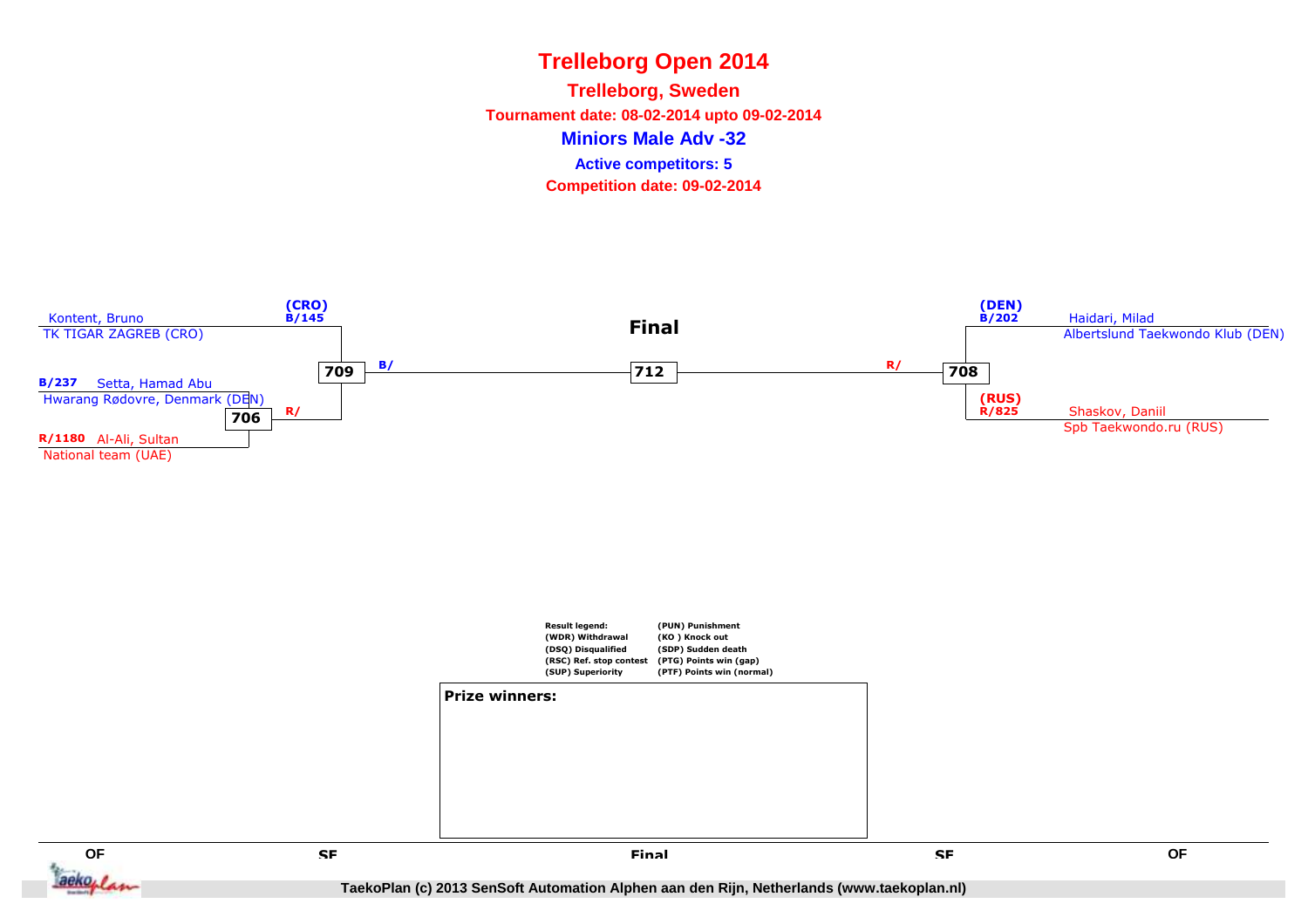# Trelleborg Open 2014

## Trelleborg, Sweden

**Tournament date: 08-02-2014 upto 09-02-2014**

**Miniors Male Adv -32**

**Active competitors: 5**

**Competition date: 09-02-2014**

### Final

Kontent, Bruno
TK TIGAR ZAGREB (CRO)
(CRO) B/145

B/237 Setta, Hamad Abu
Hwarang Rødovre, Denmark (DEN)

706 R/

R/1180 Al-Ali, Sultan
National team (UAE)

709 B/

712

R/ 708

(DEN) B/202 Haidari, Milad
Albertslund Taekwondo Klub (DEN)

(RUS) R/825 Shaskov, Daniil
Spb Taekwondo.ru (RUS)

**Result legend:**
(WDR) Withdrawal
(DSQ) Disqualified
(RSC) Ref. stop contest
(SUP) Superiority
(PUN) Punishment
(KO ) Knock out
(SDP) Sudden death
(PTG) Points win (gap)
(PTF) Points win (normal)

**Prize winners:**

QF SF Final SF QF

TaekoPlan (c) 2013 SenSoft Automation Alphen aan den Rijn, Netherlands (www.taekoplan.nl)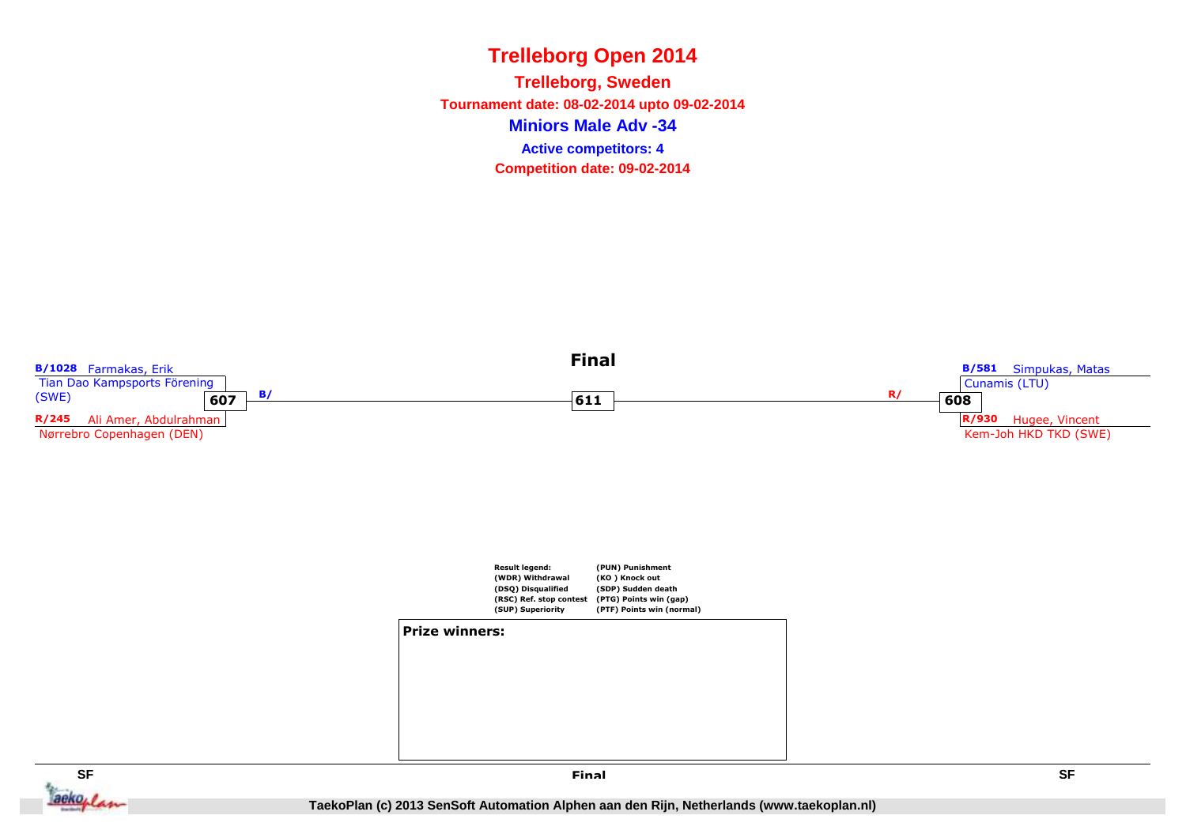# Trelleborg Open 2014

**Trelleborg, Sweden**

**Tournament date: 08-02-2014 upto 09-02-2014**

## Miniors Male Adv -34

**Active competitors: 4**

**Competition date: 09-02-2014**

### Final

**B/1028** Farmakas, Erik
Tian Dao Kampsports Förening (SWE)

**607** B/

**R/245** Ali Amer, Abdulrahman
Nørrebro Copenhagen (DEN)

**611**

**B/581** Simpukas, Matas
Cunamis (LTU)

R/ **608**

**R/930** Hugee, Vincent
Kem-Joh HKD TKD (SWE)

| Result legend: | |
|---|---|
| (WDR) Withdrawal | (PUN) Punishment |
| (DSQ) Disqualified | (KO ) Knock out |
| (RSC) Ref. stop contest | (SDP) Sudden death |
| (SUP) Superiority | (PTG) Points win (gap) |
| | (PTF) Points win (normal) |

**Prize winners:**

SF | Final | SF

TaekoPlan (c) 2013 SenSoft Automation Alphen aan den Rijn, Netherlands (www.taekoplan.nl)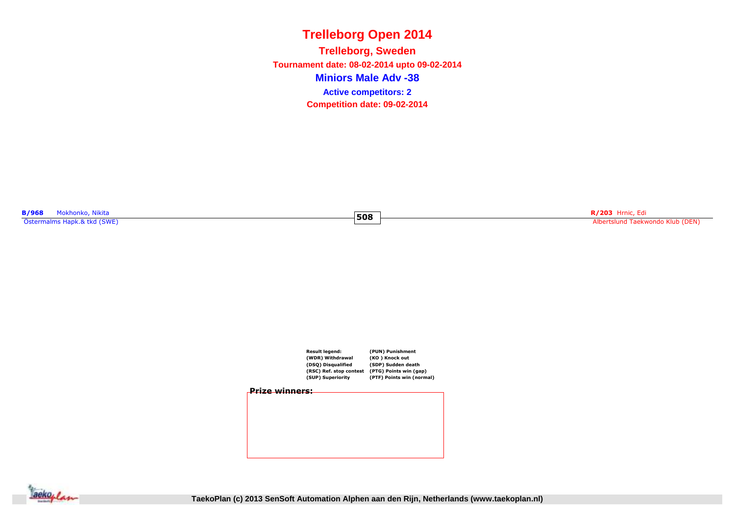# Trelleborg Open 2014

## Trelleborg, Sweden

**Tournament date: 08-02-2014 upto 09-02-2014**

## Miniors Male Adv -38

**Active competitors: 2**

**Competition date: 09-02-2014**

**B/968** Mokhonko, Nikita
Östermalms Hapk.& tkd (SWE)

**508**

**R/203** Hrnic, Edi
Albertslund Taekwondo Klub (DEN)

| Result legend: | (PUN) Punishment |
| --- | --- |
| (WDR) Withdrawal | (KO ) Knock out |
| (DSQ) Disqualified | (SDP) Sudden death |
| (RSC) Ref. stop contest | (PTG) Points win (gap) |
| (SUP) Superiority | (PTF) Points win (normal) |

**Prize winners:**

TaekoPlan (c) 2013 SenSoft Automation Alphen aan den Rijn, Netherlands (www.taekoplan.nl)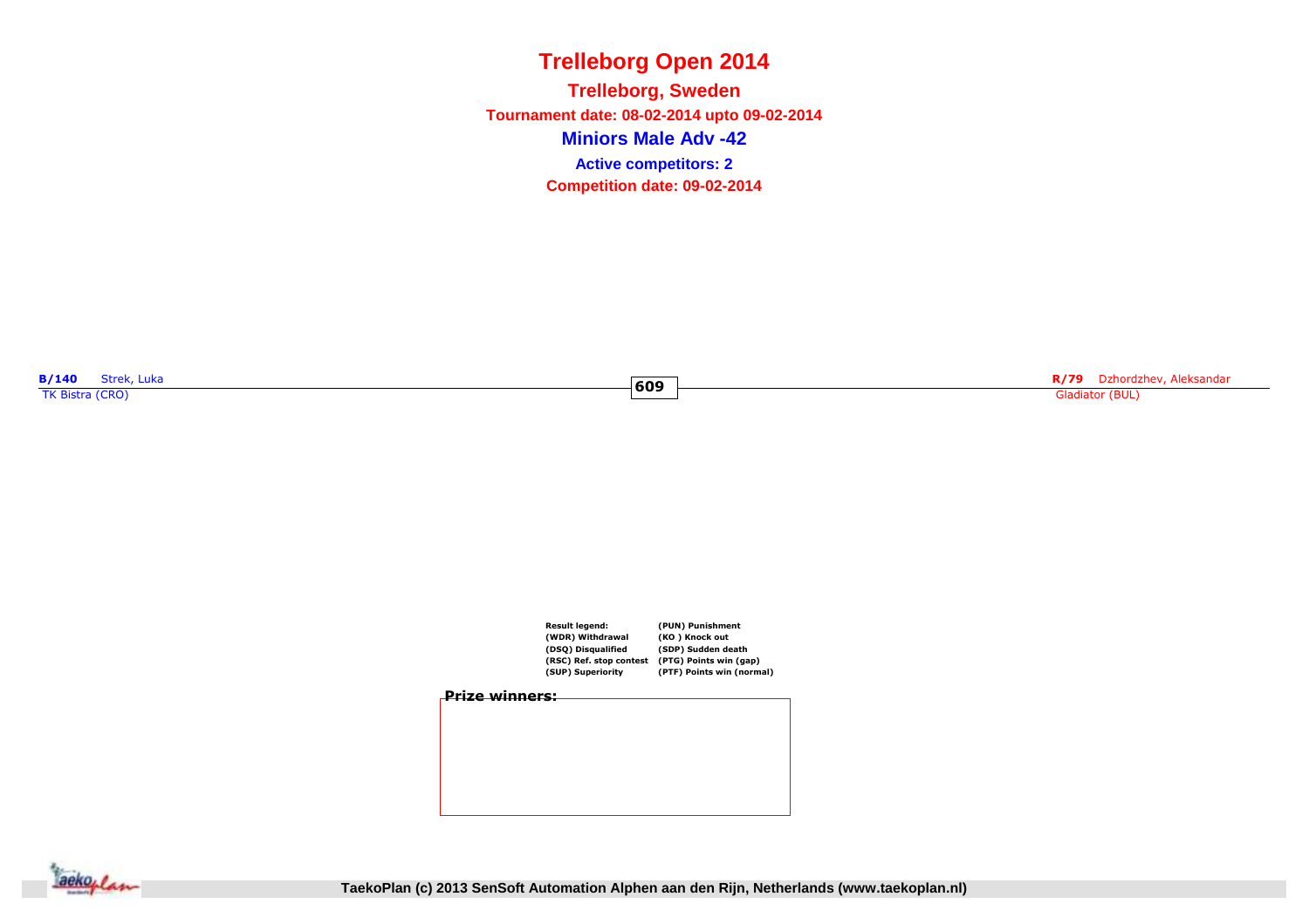# Trelleborg Open 2014

## Trelleborg, Sweden

**Tournament date: 08-02-2014 upto 09-02-2014**

## Miniors Male Adv -42

**Active competitors: 2**

**Competition date: 09-02-2014**

**B/140** Strek, Luka
TK Bistra (CRO)

**609**

**R/79** Dzhordzhev, Aleksandar
Gladiator (BUL)

| Result legend: | (PUN) Punishment |
|---|---|
| (WDR) Withdrawal | (KO ) Knock out |
| (DSQ) Disqualified | (SDP) Sudden death |
| (RSC) Ref. stop contest | (PTG) Points win (gap) |
| (SUP) Superiority | (PTF) Points win (normal) |

**Prize winners:**

TaekoPlan (c) 2013 SenSoft Automation Alphen aan den Rijn, Netherlands (www.taekoplan.nl)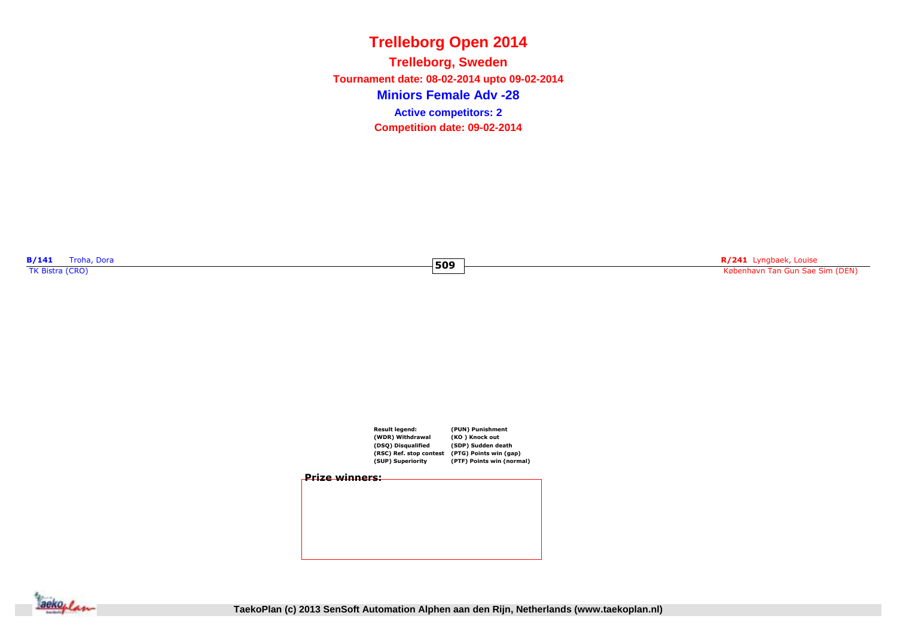# Trelleborg Open 2014

## Trelleborg, Sweden

**Tournament date: 08-02-2014 upto 09-02-2014**

## Miniors Female Adv -28

**Active competitors: 2**

**Competition date: 09-02-2014**

**B/141** Troha, Dora
TK Bistra (CRO)

**509**

**R/241** Lyngbaek, Louise
København Tan Gun Sae Sim (DEN)

**Result legend:**
(WDR) Withdrawal
(DSQ) Disqualified
(RSC) Ref. stop contest
(SUP) Superiority
(PUN) Punishment
(KO ) Knock out
(SDP) Sudden death
(PTG) Points win (gap)
(PTF) Points win (normal)

**Prize winners:**

TaekoPlan (c) 2013 SenSoft Automation Alphen aan den Rijn, Netherlands (www.taekoplan.nl)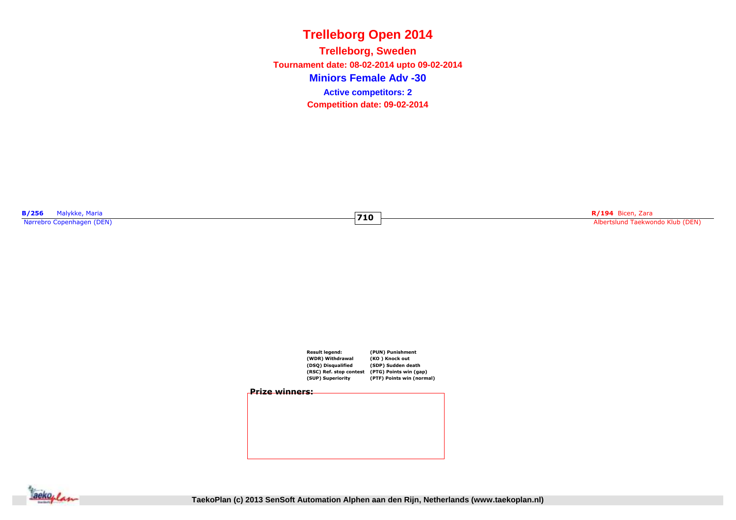# Trelleborg Open 2014

## Trelleborg, Sweden

**Tournament date: 08-02-2014 upto 09-02-2014**

## Miniors Female Adv -30

**Active competitors: 2**

**Competition date: 09-02-2014**

**B/256** Malykke, Maria
Nørrebro Copenhagen (DEN)

**710**

**R/194** Bicen, Zara
Albertslund Taekwondo Klub (DEN)

| Result legend: | (PUN) Punishment |
|---|---|
| (WDR) Withdrawal | (KO ) Knock out |
| (DSQ) Disqualified | (SDP) Sudden death |
| (RSC) Ref. stop contest | (PTG) Points win (gap) |
| (SUP) Superiority | (PTF) Points win (normal) |

**Prize winners:**

TaekoPlan (c) 2013 SenSoft Automation Alphen aan den Rijn, Netherlands (www.taekoplan.nl)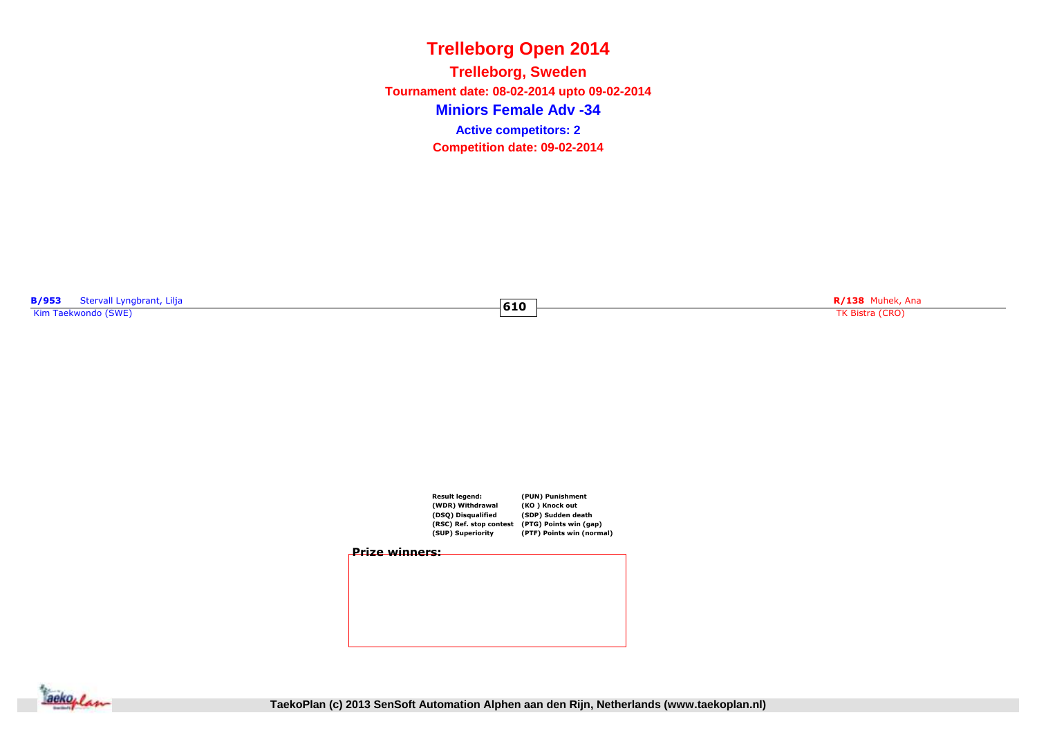# Trelleborg Open 2014

## Trelleborg, Sweden

**Tournament date: 08-02-2014 upto 09-02-2014**

## Miniors Female Adv -34

**Active competitors: 2**

**Competition date: 09-02-2014**

**B/953** Stervall Lyngbrant, Lilja
Kim Taekwondo (SWE)

**610**

**R/138** Muhek, Ana
TK Bistra (CRO)

| Result legend: | (PUN) Punishment |
|---|---|
| (WDR) Withdrawal | (KO ) Knock out |
| (DSQ) Disqualified | (SDP) Sudden death |
| (RSC) Ref. stop contest | (PTG) Points win (gap) |
| (SUP) Superiority | (PTF) Points win (normal) |

**Prize winners:**

TaekoPlan (c) 2013 SenSoft Automation Alphen aan den Rijn, Netherlands (www.taekoplan.nl)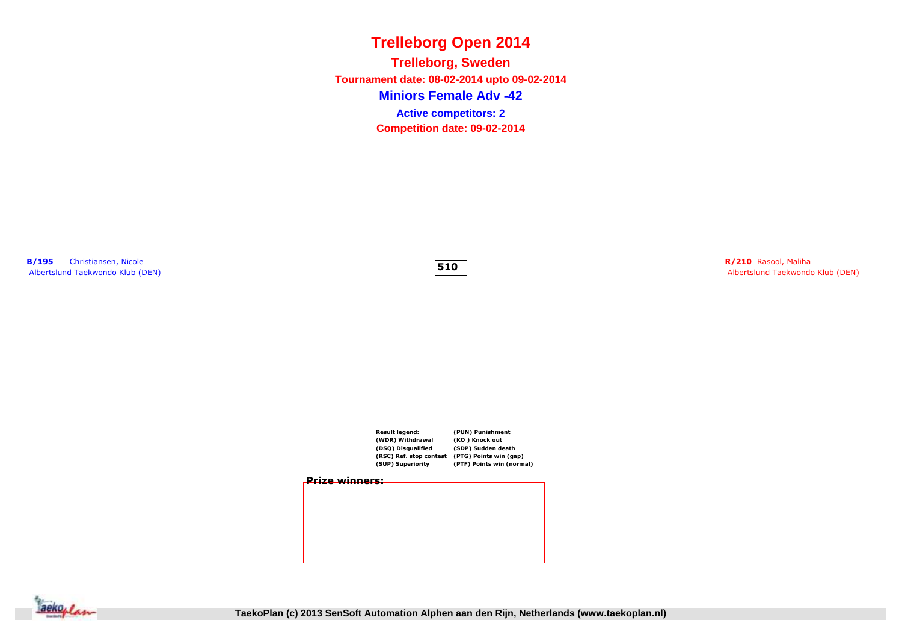# Trelleborg Open 2014

## Trelleborg, Sweden

**Tournament date: 08-02-2014 upto 09-02-2014**

## Miniors Female Adv -42

**Active competitors: 2**

**Competition date: 09-02-2014**

**B/195** Christiansen, Nicole
Albertslund Taekwondo Klub (DEN)

**510**

**R/210** Rasool, Maliha
Albertslund Taekwondo Klub (DEN)

| Result legend: | (PUN) Punishment |
|---|---|
| (WDR) Withdrawal | (KO ) Knock out |
| (DSQ) Disqualified | (SDP) Sudden death |
| (RSC) Ref. stop contest | (PTG) Points win (gap) |
| (SUP) Superiority | (PTF) Points win (normal) |

**Prize winners:**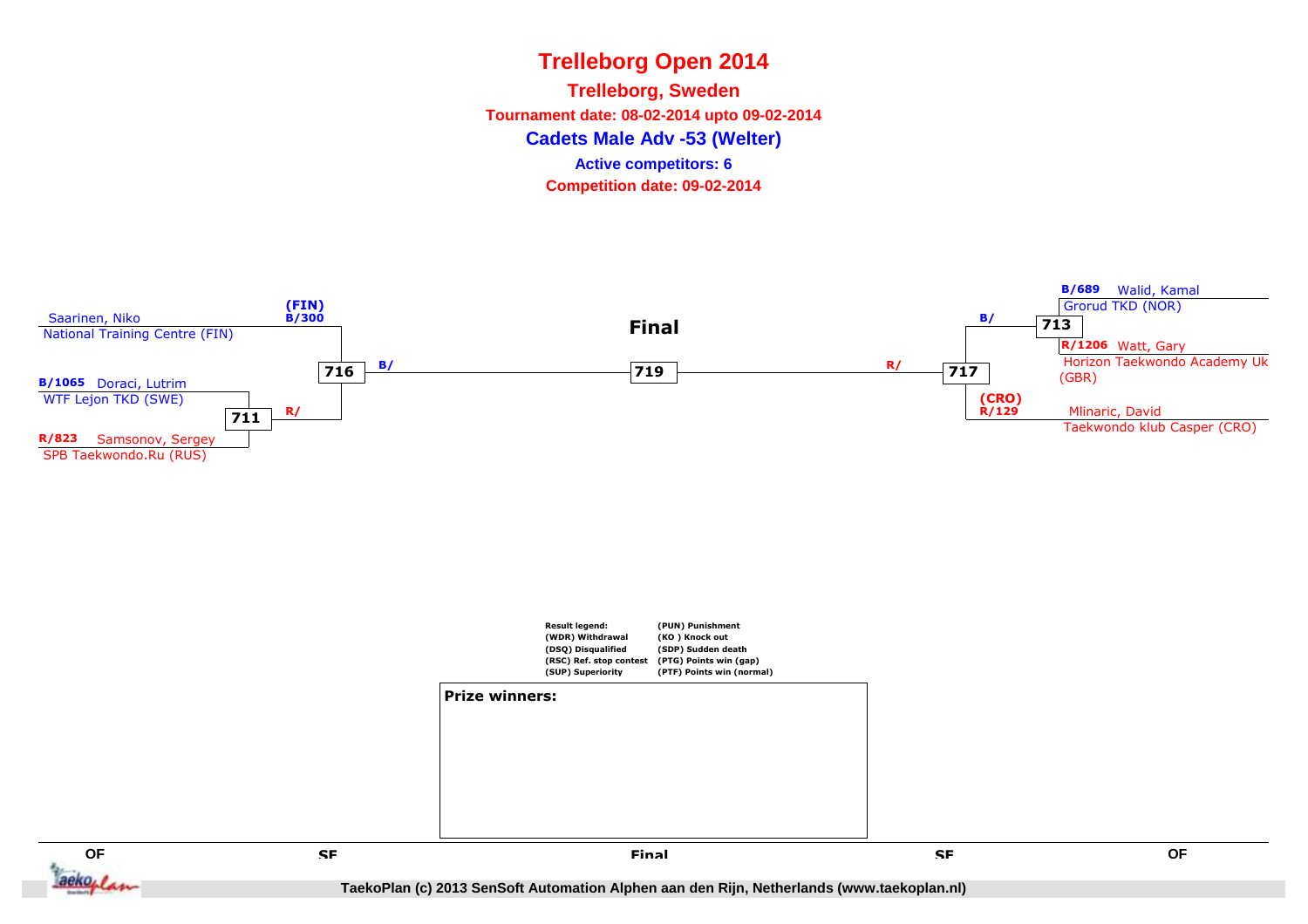# Trelleborg Open 2014

## Trelleborg, Sweden

**Tournament date: 08-02-2014 upto 09-02-2014**

### Cadets Male Adv -53 (Welter)

**Active competitors: 6**

**Competition date: 09-02-2014**

**Final**

Saarinen, Niko
National Training Centre (FIN)

(FIN)
B/300

716

B/

B/1065 Doraci, Lutrim
WTF Lejon TKD (SWE)

711

R/

R/823 Samsonov, Sergey
SPB Taekwondo.Ru (RUS)

719

R/

717

B/689 Walid, Kamal
Grorud TKD (NOR)

B/

713

R/1206 Watt, Gary
Horizon Taekwondo Academy Uk (GBR)

(CRO)
R/129

Mlinaric, David
Taekwondo klub Casper (CRO)

| Result legend: | |
|---|---|
| (WDR) Withdrawal | (PUN) Punishment |
| (DSQ) Disqualified | (KO ) Knock out |
| (RSC) Ref. stop contest | (SDP) Sudden death |
| (SUP) Superiority | (PTG) Points win (gap) |
| | (PTF) Points win (normal) |

**Prize winners:**

QF SF Final SF QF

TaekoPlan (c) 2013 SenSoft Automation Alphen aan den Rijn, Netherlands (www.taekoplan.nl)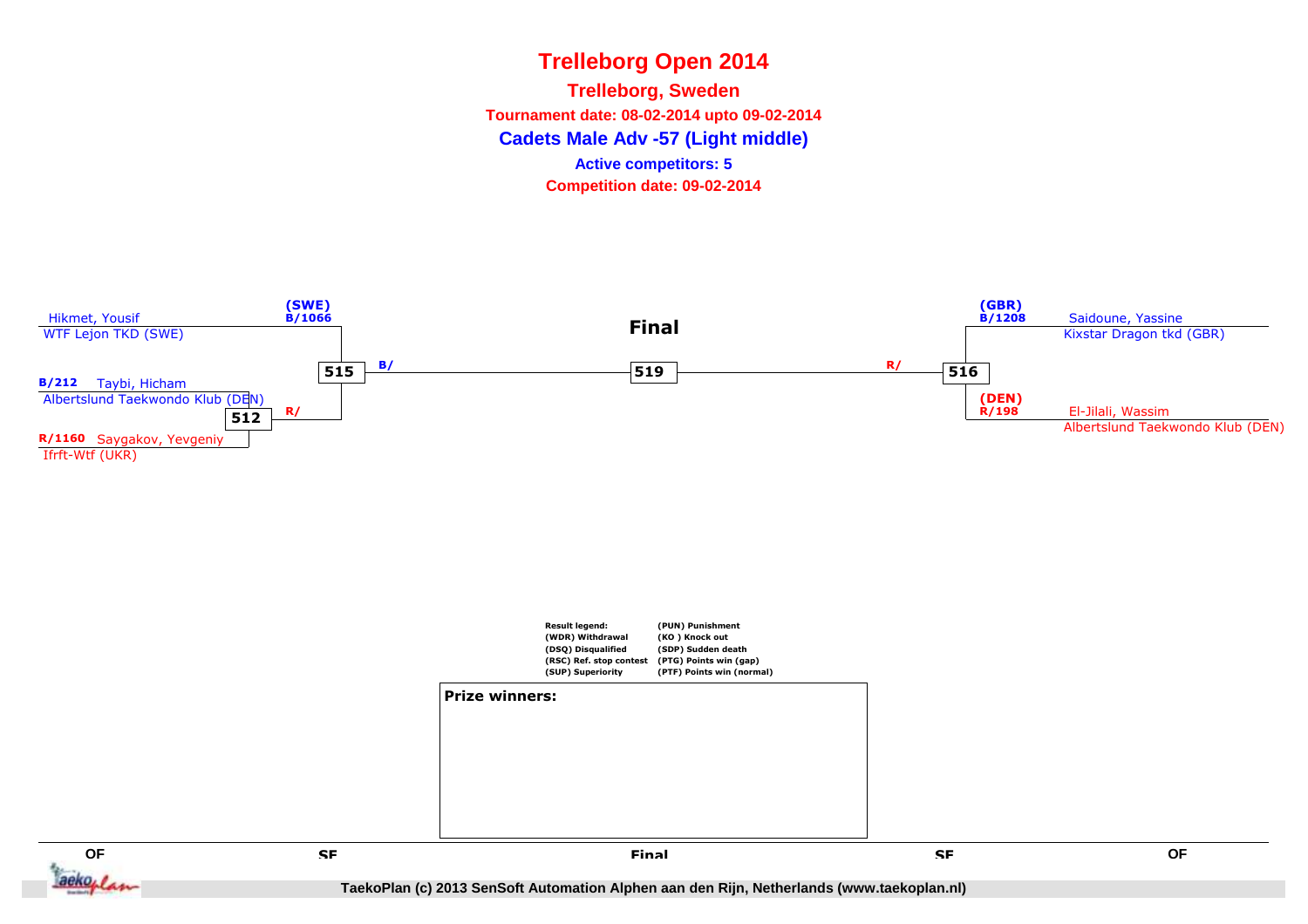# Trelleborg Open 2014

## Trelleborg, Sweden

**Tournament date: 08-02-2014 upto 09-02-2014**

**Cadets Male Adv -57 (Light middle)**

**Active competitors: 5**

**Competition date: 09-02-2014**

Hikmet, Yousif (SWE) B/1066
WTF Lejon TKD (SWE)

B/212 Taybi, Hicham
Albertslund Taekwondo Klub (DEN)

512 — R/

R/1160 Saygakov, Yevgeniy
Ifrft-Wtf (UKR)

515 — B/

**Final**

519

R/ — 516

Saidoune, Yassine (GBR) B/1208
Kixstar Dragon tkd (GBR)

El-Jilali, Wassim (DEN) R/198
Albertslund Taekwondo Klub (DEN)

**Result legend:**
(WDR) Withdrawal
(DSQ) Disqualified
(RSC) Ref. stop contest
(SUP) Superiority
(PUN) Punishment
(KO ) Knock out
(SDP) Sudden death
(PTG) Points win (gap)
(PTF) Points win (normal)

**Prize winners:**

QF | SF | Final | SF | QF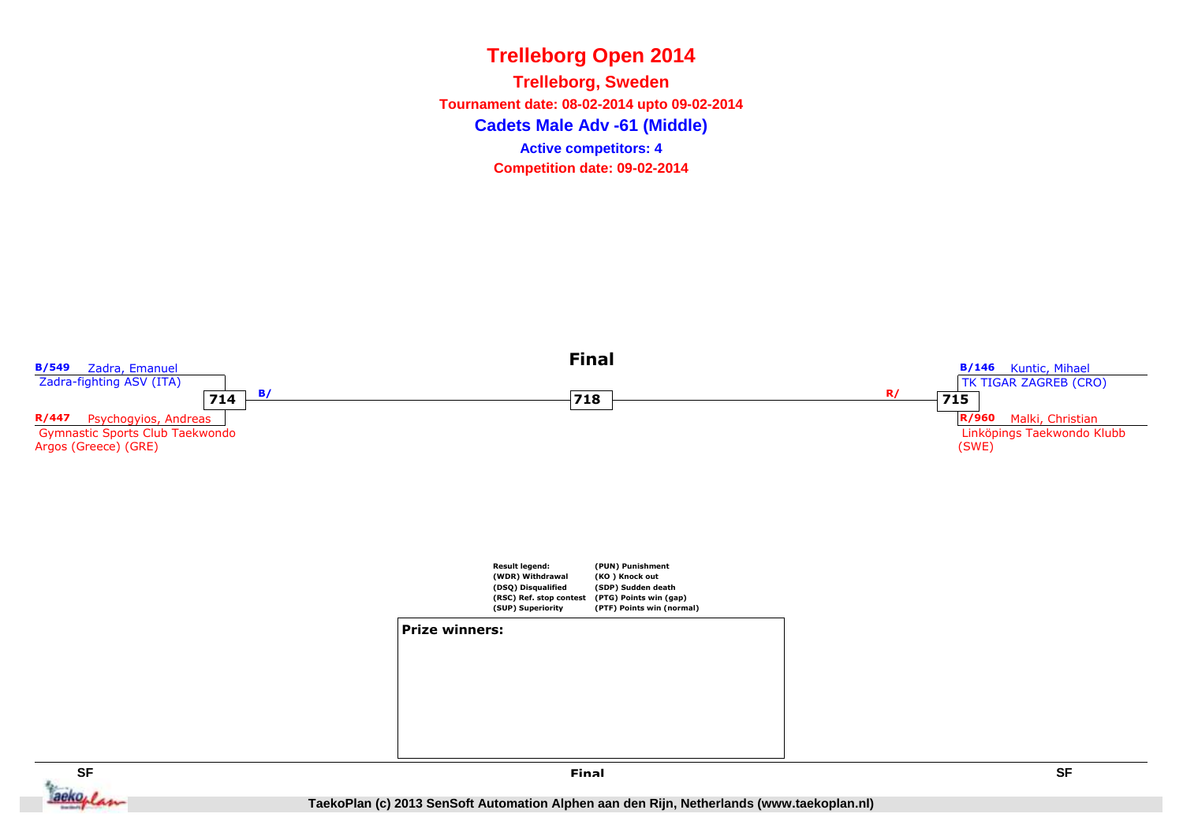# Trelleborg Open 2014

## Trelleborg, Sweden

**Tournament date: 08-02-2014 upto 09-02-2014**

## Cadets Male Adv -61 (Middle)

**Active competitors: 4**

**Competition date: 09-02-2014**

### Final

**B/549** Zadra, Emanuel
Zadra-fighting ASV (ITA)

**714** B/

**R/447** Psychogyios, Andreas
Gymnastic Sports Club Taekwondo Argos (Greece) (GRE)

**718**

**B/146** Kuntic, Mihael
TK TIGAR ZAGREB (CRO)

R/ **715**

**R/960** Malki, Christian
Linköpings Taekwondo Klubb (SWE)

| Result legend: | |
|---|---|
| (WDR) Withdrawal | (PUN) Punishment |
| (DSQ) Disqualified | (KO ) Knock out |
| (RSC) Ref. stop contest | (SDP) Sudden death |
| (SUP) Superiority | (PTG) Points win (gap) |
| | (PTF) Points win (normal) |

**Prize winners:**

SF | Final | SF

TaekoPlan (c) 2013 SenSoft Automation Alphen aan den Rijn, Netherlands (www.taekoplan.nl)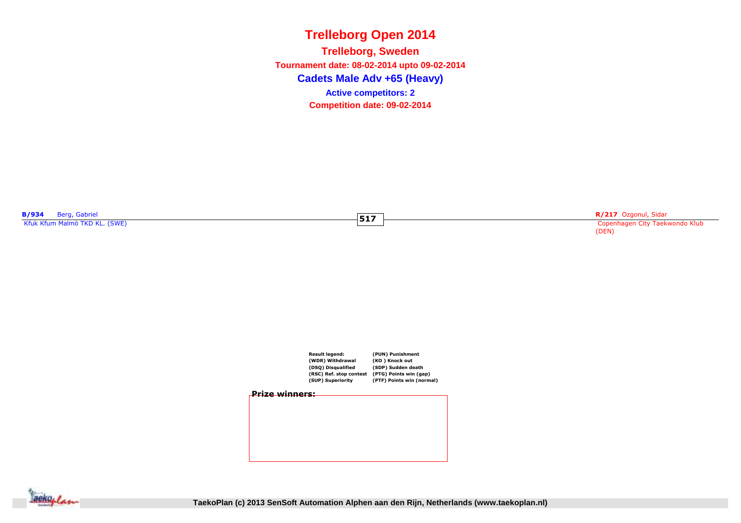# Trelleborg Open 2014

## Trelleborg, Sweden

**Tournament date: 08-02-2014 upto 09-02-2014**

## Cadets Male Adv +65 (Heavy)

**Active competitors: 2**

**Competition date: 09-02-2014**

**B/934** Berg, Gabriel
Kfuk Kfum Malmö TKD KL. (SWE)

**517**

**R/217** Ozgonul, Sidar
Copenhagen City Taekwondo Klub (DEN)

| Result legend: | (PUN) Punishment |
|---|---|
| (WDR) Withdrawal | (KO ) Knock out |
| (DSQ) Disqualified | (SDP) Sudden death |
| (RSC) Ref. stop contest | (PTG) Points win (gap) |
| (SUP) Superiority | (PTF) Points win (normal) |

**Prize winners:**

TaekoPlan (c) 2013 SenSoft Automation Alphen aan den Rijn, Netherlands (www.taekoplan.nl)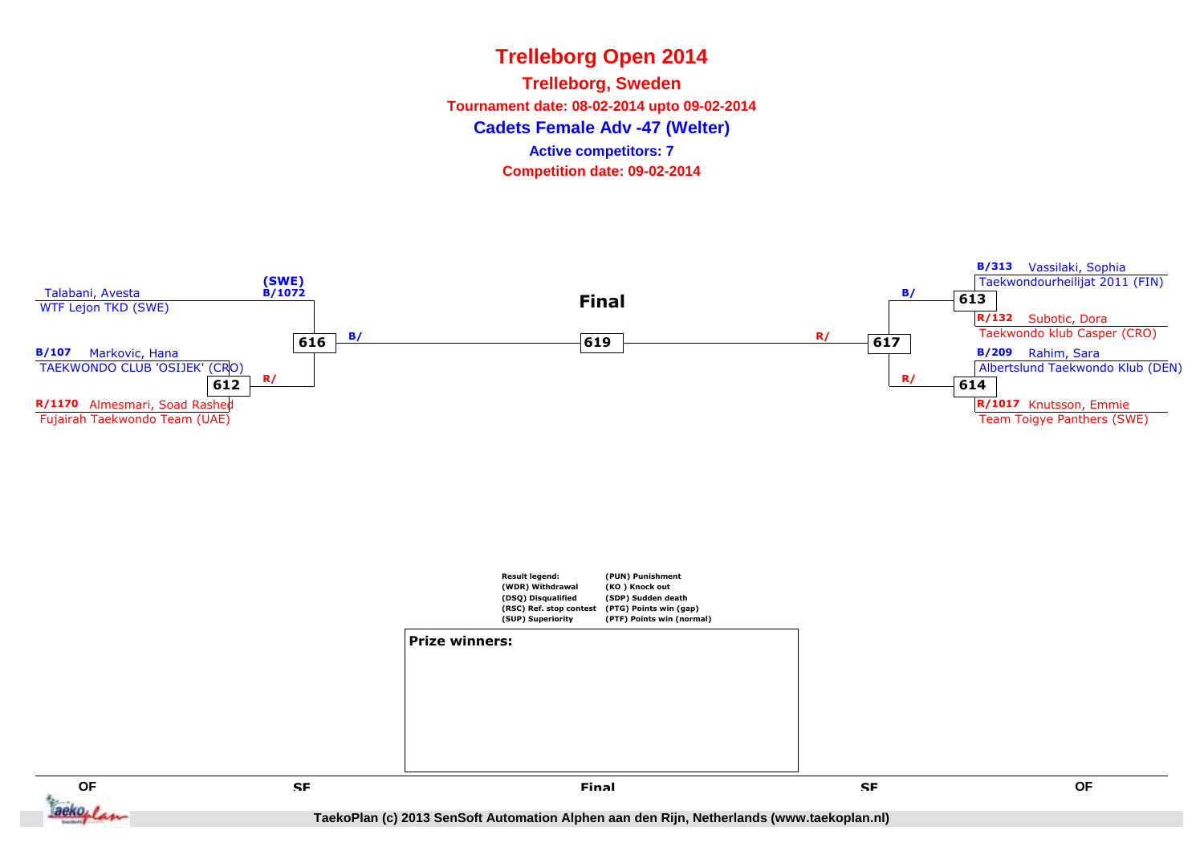# Trelleborg Open 2014

## Trelleborg, Sweden

**Tournament date: 08-02-2014 upto 09-02-2014**

### Cadets Female Adv -47 (Welter)

**Active competitors: 7**

**Competition date: 09-02-2014**

Talabani, Avesta
WTF Lejon TKD (SWE)
(SWE) B/1072

B/107 Markovic, Hana
TAEKWONDO CLUB 'OSIJEK' (CRO)

612

R/1170 Almesmari, Soad Rashed
Fujairah Taekwondo Team (UAE)

616 B/ R/

**Final**

619

617 B/ R/

B/313 Vassilaki, Sophia
Taekwondourheilijat 2011 (FIN)

613

R/132 Subotic, Dora
Taekwondo klub Casper (CRO)

B/209 Rahim, Sara
Albertslund Taekwondo Klub (DEN)

614

R/1017 Knutsson, Emmie
Team Toigye Panthers (SWE)

| Result legend: | (PUN) Punishment |
|---|---|
| (WDR) Withdrawal | (KO ) Knock out |
| (DSQ) Disqualified | (SDP) Sudden death |
| (RSC) Ref. stop contest | (PTG) Points win (gap) |
| (SUP) Superiority | (PTF) Points win (normal) |

**Prize winners:**

QF | SF | Final | SF | QF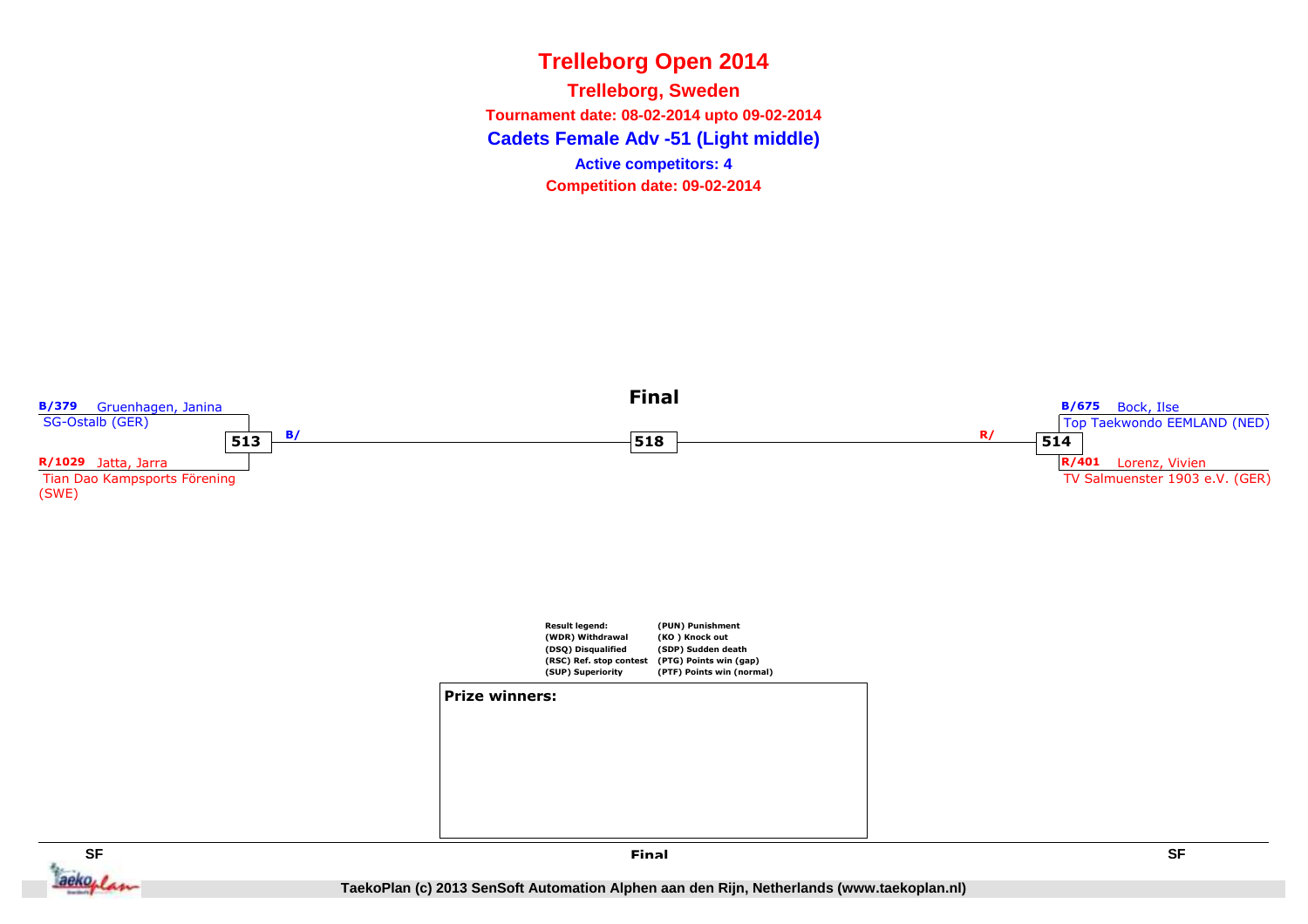# Trelleborg Open 2014

## Trelleborg, Sweden

**Tournament date: 08-02-2014 upto 09-02-2014**

**Cadets Female Adv -51 (Light middle)**

**Active competitors: 4**

**Competition date: 09-02-2014**

### Final

**B/379** Gruenhagen, Janina
SG-Ostalb (GER)

**513** B/

**R/1029** Jatta, Jarra
Tian Dao Kampsports Förening (SWE)

**518**

**B/675** Bock, Ilse
Top Taekwondo EEMLAND (NED)

R/ **514**

**R/401** Lorenz, Vivien
TV Salmuenster 1903 e.V. (GER)

**Result legend:**
(WDR) Withdrawal
(DSQ) Disqualified
(RSC) Ref. stop contest
(SUP) Superiority
(PUN) Punishment
(KO ) Knock out
(SDP) Sudden death
(PTG) Points win (gap)
(PTF) Points win (normal)

**Prize winners:**

SF | Final | SF

TaekoPlan (c) 2013 SenSoft Automation Alphen aan den Rijn, Netherlands (www.taekoplan.nl)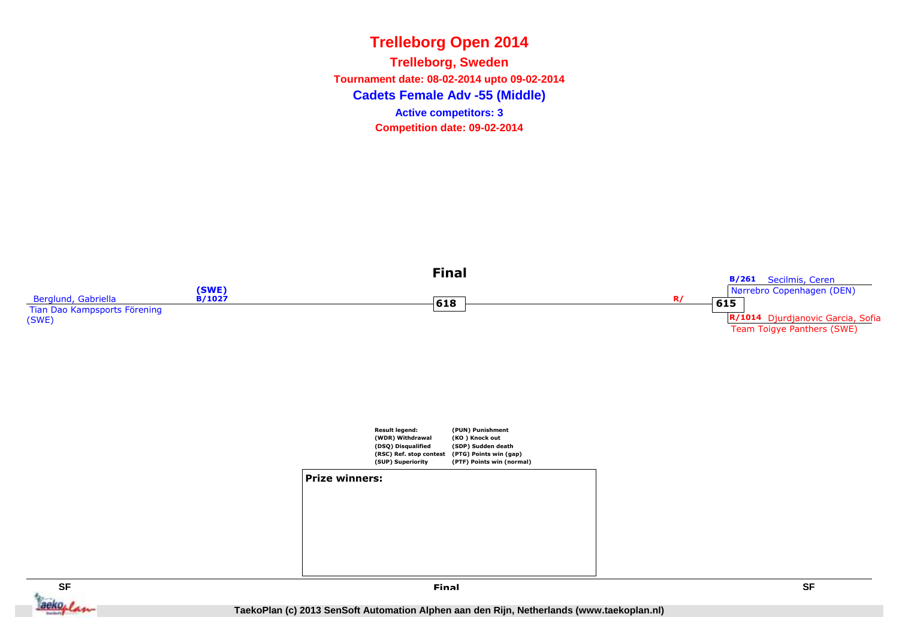# Trelleborg Open 2014

**Trelleborg, Sweden**

**Tournament date: 08-02-2014 upto 09-02-2014**

## Cadets Female Adv -55 (Middle)

**Active competitors: 3**

**Competition date: 09-02-2014**

### Final

Berglund, Gabriella (SWE) B/1027
Tian Dao Kampsports Förening (SWE)

618

R/

615

B/261 Secilmis, Ceren
Nørrebro Copenhagen (DEN)

R/1014 Djurdjanovic Garcia, Sofia
Team Toigye Panthers (SWE)

**Result legend:**

- (WDR) Withdrawal
- (DSQ) Disqualified
- (RSC) Ref. stop contest
- (SUP) Superiority
- (PUN) Punishment
- (KO ) Knock out
- (SDP) Sudden death
- (PTG) Points win (gap)
- (PTF) Points win (normal)

**Prize winners:**

SF | Final | SF

TaekoPlan (c) 2013 SenSoft Automation Alphen aan den Rijn, Netherlands (www.taekoplan.nl)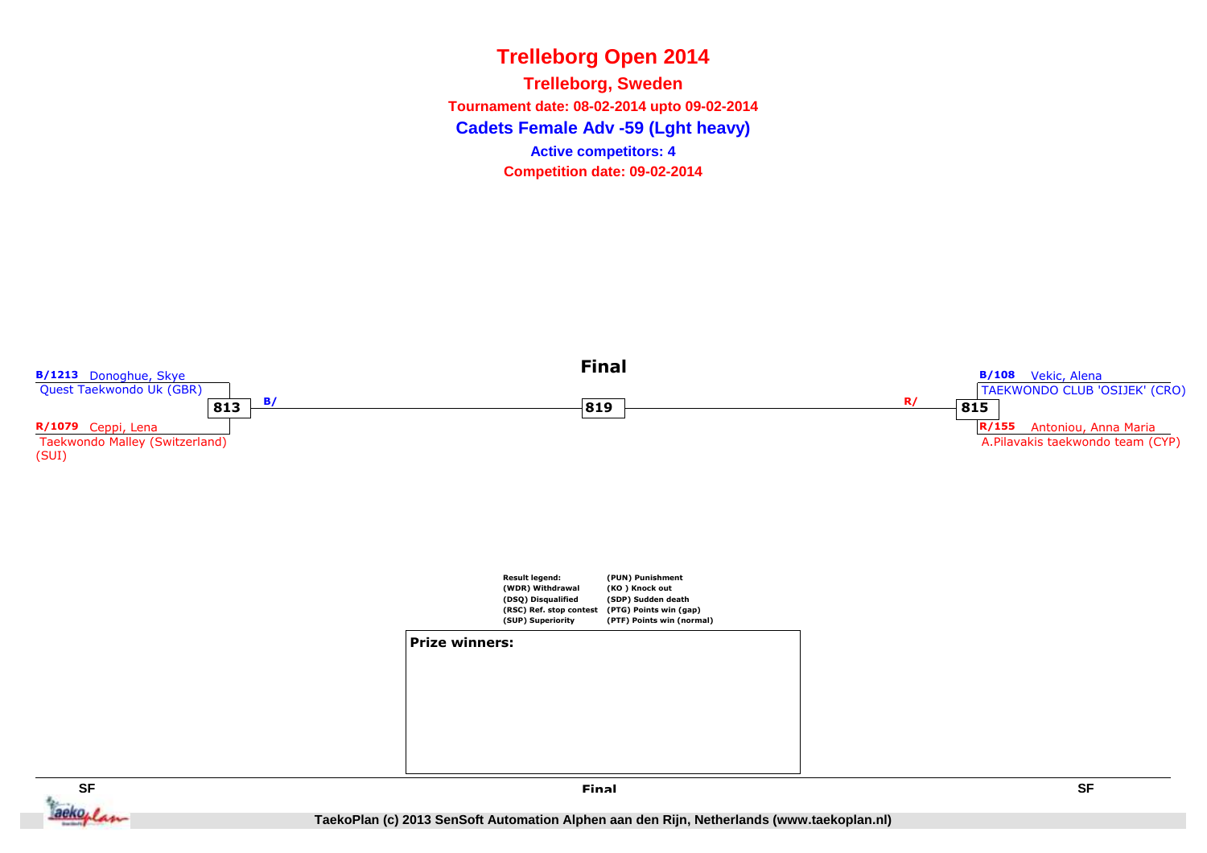# Trelleborg Open 2014

## Trelleborg, Sweden

**Tournament date: 08-02-2014 upto 09-02-2014**

**Cadets Female Adv -59 (Lght heavy)**

**Active competitors: 4**

**Competition date: 09-02-2014**

### Final

**B/1213** Donoghue, Skye
Quest Taekwondo Uk (GBR)

**813** B/

**R/1079** Ceppi, Lena
Taekwondo Malley (Switzerland) (SUI)

**819**

**B/108** Vekic, Alena
TAEKWONDO CLUB 'OSIJEK' (CRO)

R/ **815**

**R/155** Antoniou, Anna Maria
A.Pilavakis taekwondo team (CYP)

| Result legend: | (PUN) Punishment |
|---|---|
| (WDR) Withdrawal | (KO ) Knock out |
| (DSQ) Disqualified | (SDP) Sudden death |
| (RSC) Ref. stop contest | (PTG) Points win (gap) |
| (SUP) Superiority | (PTF) Points win (normal) |

**Prize winners:**

SF | Final | SF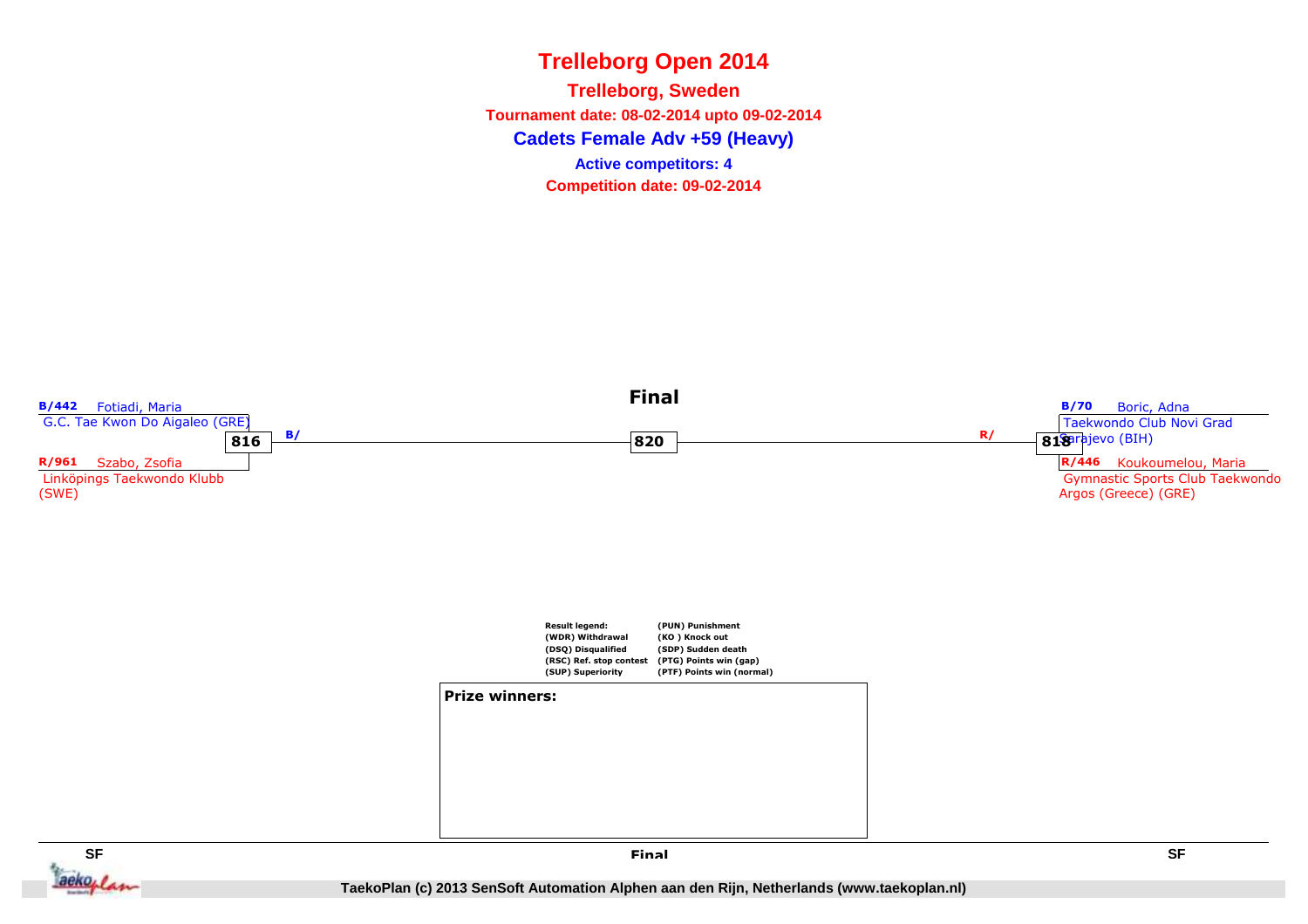# Trelleborg Open 2014

## Trelleborg, Sweden

**Tournament date: 08-02-2014 upto 09-02-2014**

## Cadets Female Adv +59 (Heavy)

**Active competitors: 4**

**Competition date: 09-02-2014**

### Final

**B/442** Fotiadi, Maria
G.C. Tae Kwon Do Aigaleo (GRE)

**816** B/

**R/961** Szabo, Zsofia
Linköpings Taekwondo Klubb (SWE)

**820**

**B/70** Boric, Adna
Taekwondo Club Novi Grad Sarajevo (BIH)

R/ **818**

**R/446** Koukoumelou, Maria
Gymnastic Sports Club Taekwondo Argos (Greece) (GRE)

**Result legend:**

| | |
|---|---|
| (WDR) Withdrawal | (PUN) Punishment |
| (DSQ) Disqualified | (KO ) Knock out |
| (RSC) Ref. stop contest | (SDP) Sudden death |
| (SUP) Superiority | (PTG) Points win (gap) |
| | (PTF) Points win (normal) |

**Prize winners:**

SF — Final — SF

TaekoPlan (c) 2013 SenSoft Automation Alphen aan den Rijn, Netherlands (www.taekoplan.nl)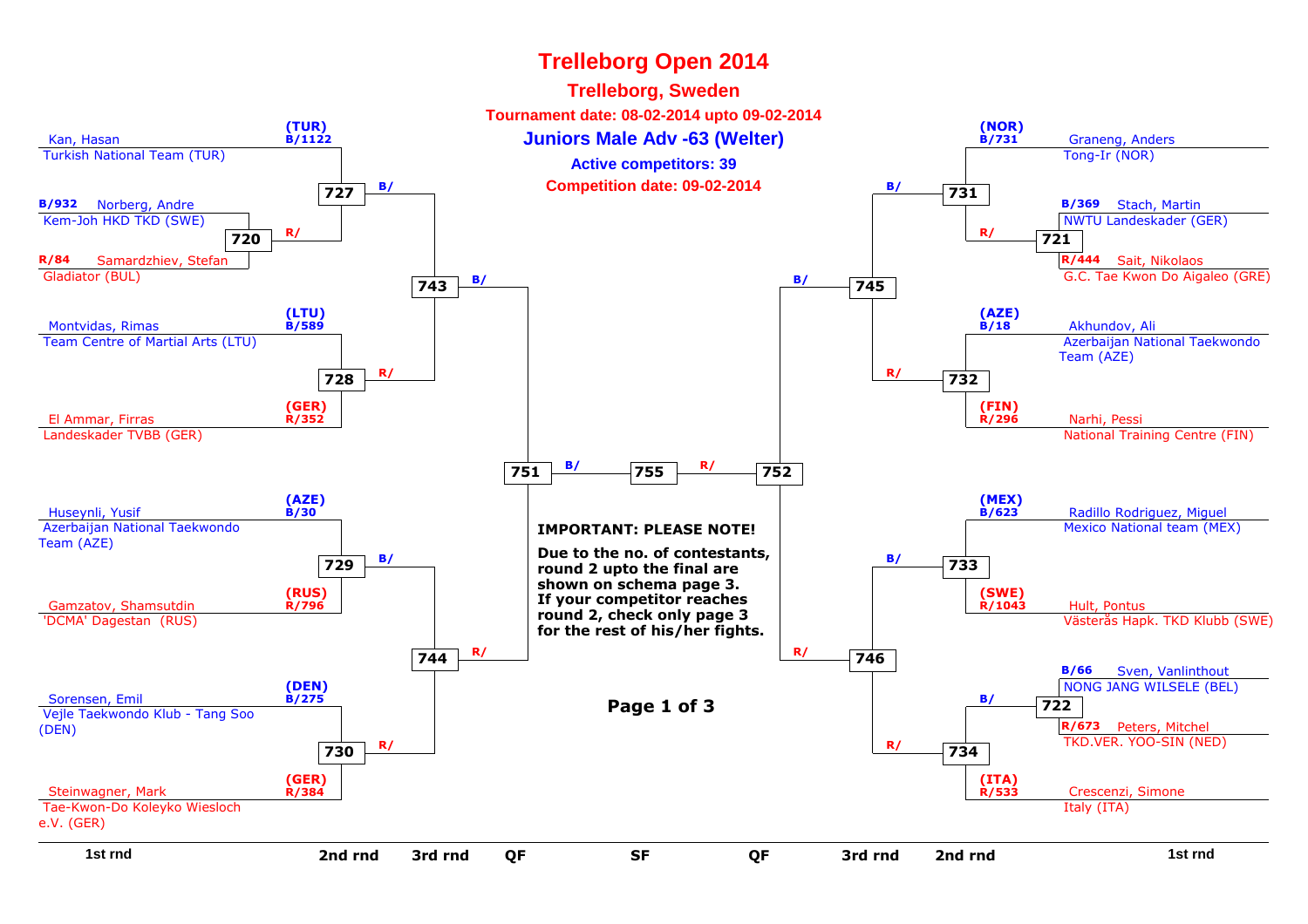# Trelleborg Open 2014

## Trelleborg, Sweden

**Tournament date: 08-02-2014 upto 09-02-2014**

## Juniors Male Adv -63 (Welter)

**Active competitors: 39**

**Competition date: 09-02-2014**

### Left side of bracket

| 1st rnd | 2nd rnd | 3rd rnd | QF |
|---|---|---|---|
| Kan, Hasan — Turkish National Team (TUR) (TUR) B/1122 | 727 (B/) | 743 (B/) | 751 (B/) |
| B/932 Norberg, Andre — Kem-Joh HKD TKD (SWE) / R/84 Samardzhiev, Stefan — Gladiator (BUL) → 720 | 727 (R/) | | |
| Montvidas, Rimas — Team Centre of Martial Arts (LTU) (LTU) B/589 | 728 | 743 (R/) | |
| El Ammar, Firras — Landeskader TVBB (GER) (GER) R/352 | 728 | | |
| Huseynli, Yusif — Azerbaijan National Taekwondo Team (AZE) (AZE) B/30 | 729 (B/) | 744 (B/) | 751 (R/) |
| Gamzatov, Shamsutdin — 'DCMA' Dagestan (RUS) (RUS) R/796 | 729 | | |
| Sorensen, Emil — Vejle Taekwondo Klub - Tang Soo (DEN) (DEN) B/275 | 730 | 744 (R/) | |
| Steinwagner, Mark — Tae-Kwon-Do Koleyko Wiesloch e.V. (GER) (GER) R/384 | 730 | | |

### Semi-final

751 (B/) — 755 — (R/) 752

### Right side of bracket

| 1st rnd | 2nd rnd | 3rd rnd | QF |
|---|---|---|---|
| Graneng, Anders — Tong-Ir (NOR) (NOR) B/731 | 731 (B/) | 745 (B/) | 752 (B/) |
| B/369 Stach, Martin — NWTU Landeskader (GER) / R/444 Sait, Nikolaos — G.C. Tae Kwon Do Aigaleo (GRE) → 721 | 731 (R/) | | |
| Akhundov, Ali — Azerbaijan National Taekwondo Team (AZE) (AZE) B/18 | 732 | 745 (R/) | |
| Narhi, Pessi — National Training Centre (FIN) (FIN) R/296 | 732 | | |
| Radillo Rodriguez, Miguel — Mexico National team (MEX) (MEX) B/623 | 733 | 746 (B/) | 752 (R/) |
| Hult, Pontus — Västerås Hapk. TKD Klubb (SWE) (SWE) R/1043 | 733 | | |
| B/66 Sven, Vanlinthout — NONG JANG WILSELE (BEL) / R/673 Peters, Mitchel — TKD.VER. YOO-SIN (NED) → 722 | 734 (B/) | 746 (R/) | |
| Crescenzi, Simone — Italy (ITA) (ITA) R/533 | 734 | | |

**IMPORTANT: PLEASE NOTE!**

**Due to the no. of contestants, round 2 upto the final are shown on schema page 3. If your competitor reaches round 2, check only page 3 for the rest of his/her fights.**

**Page 1 of 3**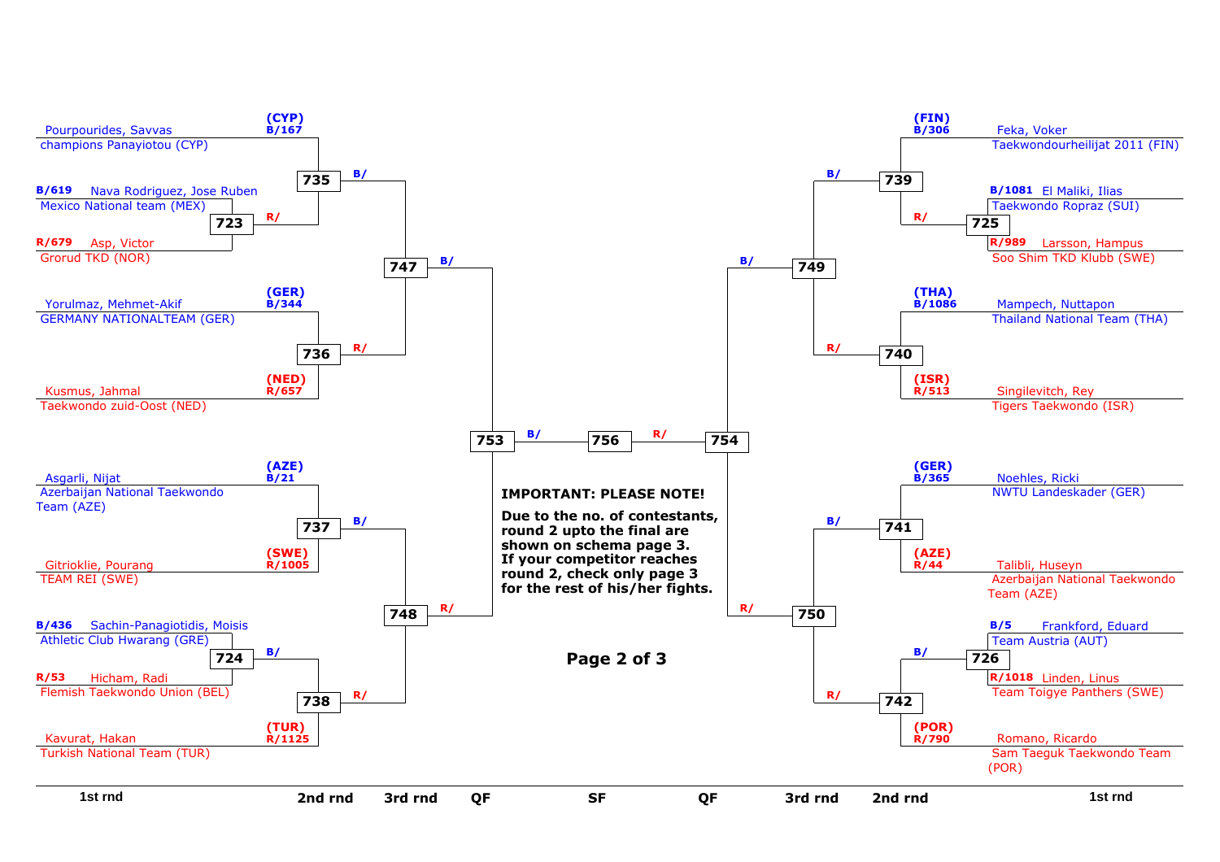### Left half

**1st rnd / 2nd rnd**

| Competitor | Club | Code | Match |
|---|---|---|---|
| Pourpourides, Savvas | champions Panayiotou (CYP) | (CYP) B/167 | 735 |
| Nava Rodriguez, Jose Ruben | Mexico National team (MEX) | B/619 | 723 |
| Asp, Victor | Grorud TKD (NOR) | R/679 | 723 |
| Yorulmaz, Mehmet-Akif | GERMANY NATIONALTEAM (GER) | (GER) B/344 | 736 |
| Kusmus, Jahmal | Taekwondo zuid-Oost (NED) | (NED) R/657 | 736 |
| Asgarli, Nijat | Azerbaijan National Taekwondo Team (AZE) | (AZE) B/21 | 737 |
| Gitrioklie, Pourang | TEAM REI (SWE) | (SWE) R/1005 | 737 |
| Sachin-Panagiotidis, Moisis | Athletic Club Hwarang (GRE) | B/436 | 724 |
| Hicham, Radi | Flemish Taekwondo Union (BEL) | R/53 | 724 |
| Kavurat, Hakan | Turkish National Team (TUR) | (TUR) R/1125 | 738 |

- 723 winner → 735 (R/)
- 724 winner → 738 (B/)
- 735 (B/), 736 (R/) → 747
- 737 (B/), 738 (R/) → 748
- 747 (B/), 748 (R/) → 753 (QF)

### Right half

| Competitor | Club | Code | Match |
|---|---|---|---|
| Feka, Voker | Taekwondourheilijat 2011 (FIN) | (FIN) B/306 | 739 |
| El Maliki, Ilias | Taekwondo Ropraz (SUI) | B/1081 | 725 |
| Larsson, Hampus | Soo Shim TKD Klubb (SWE) | R/989 | 725 |
| Mampech, Nuttapon | Thailand National Team (THA) | (THA) B/1086 | 740 |
| Singilevitch, Rey | Tigers Taekwondo (ISR) | (ISR) R/513 | 740 |
| Noehles, Ricki | NWTU Landeskader (GER) | (GER) B/365 | 741 |
| Talibli, Huseyn | Azerbaijan National Taekwondo Team (AZE) | (AZE) R/44 | 741 |
| Frankford, Eduard | Team Austria (AUT) | B/5 | 726 |
| Linden, Linus | Team Toigye Panthers (SWE) | R/1018 | 726 |
| Romano, Ricardo | Sam Taeguk Taekwondo Team (POR) | (POR) R/790 | 742 |

- 725 winner → 739 (R/)
- 726 winner → 742 (B/)
- 739 (B/), 740 (R/) → 749
- 741 (B/), 742 (R/) → 750
- 749 (B/), 750 (R/) → 754 (QF)

### SF

- 753 (B/), 754 (R/) → 756

Rounds: 1st rnd | 2nd rnd | 3rd rnd | QF | SF | QF | 3rd rnd | 2nd rnd | 1st rnd

**IMPORTANT: PLEASE NOTE!**

**Due to the no. of contestants, round 2 upto the final are shown on schema page 3. If your competitor reaches round 2, check only page 3 for the rest of his/her fights.**

**Page 2 of 3**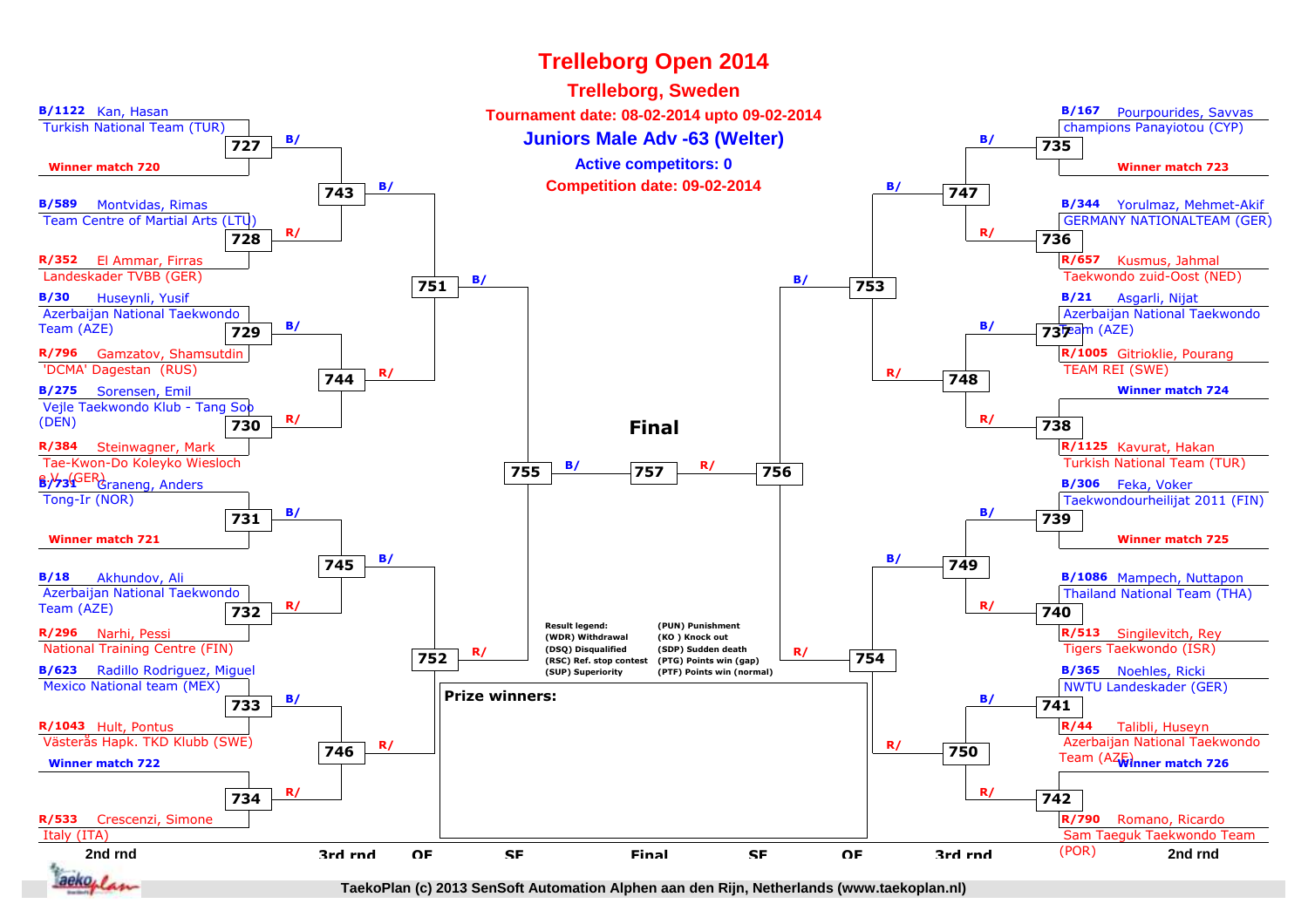# Trelleborg Open 2014

## Trelleborg, Sweden

**Tournament date: 08-02-2014 upto 09-02-2014**

**Juniors Male Adv -63 (Welter)**

**Active competitors: 0**

**Competition date: 09-02-2014**

### Left side – 2nd rnd

| Match | Blue | Red |
|---|---|---|
| 727 | B/1122 Kan, Hasan – Turkish National Team (TUR) | Winner match 720 |
| 728 | B/589 Montvidas, Rimas – Team Centre of Martial Arts (LTU) | R/352 El Ammar, Firras – Landeskader TVBB (GER) |
| 729 | B/30 Huseynli, Yusif – Azerbaijan National Taekwondo Team (AZE) | R/796 Gamzatov, Shamsutdin – 'DCMA' Dagestan (RUS) |
| 730 | B/275 Sorensen, Emil – Vejle Taekwondo Klub - Tang Soo (DEN) | R/384 Steinwagner, Mark – Tae-Kwon-Do Koleyko Wiesloch e.V. (GER) |
| 731 | B/731 Graneng, Anders – Tong-Ir (NOR) | Winner match 721 |
| 732 | B/18 Akhundov, Ali – Azerbaijan National Taekwondo Team (AZE) | R/296 Narhi, Pessi – National Training Centre (FIN) |
| 733 | B/623 Radillo Rodriguez, Miguel – Mexico National team (MEX) | R/1043 Hult, Pontus – Västerås Hapk. TKD Klubb (SWE) |
| 734 | Winner match 722 | R/533 Crescenzi, Simone – Italy (ITA) |

### Right side – 2nd rnd

| Match | Blue | Red |
|---|---|---|
| 735 | B/167 Pourpourides, Savvas – champions Panayiotou (CYP) | Winner match 723 |
| 736 | B/344 Yorulmaz, Mehmet-Akif – GERMANY NATIONALTEAM (GER) | R/657 Kusmus, Jahmal – Taekwondo zuid-Oost (NED) |
| 737 | B/21 Asgarli, Nijat – Azerbaijan National Taekwondo Team (AZE) | R/1005 Gitrioklie, Pourang – TEAM REI (SWE) |
| 738 | Winner match 724 | R/1125 Kavurat, Hakan – Turkish National Team (TUR) |
| 739 | B/306 Feka, Voker – Taekwondourheilijat 2011 (FIN) | Winner match 725 |
| 740 | B/1086 Mampech, Nuttapon – Thailand National Team (THA) | R/513 Singilevitch, Rey – Tigers Taekwondo (ISR) |
| 741 | B/365 Noehles, Ricki – NWTU Landeskader (GER) | R/44 Talibli, Huseyn – Azerbaijan National Taekwondo Team (AZE) |
| 742 | Winner match 726 | R/790 Romano, Ricardo – Sam Taeguk Taekwondo Team (POR) |

### Further rounds

- 3rd rnd: 743, 744, 745, 746 (left); 747, 748, 749, 750 (right)
- QF: 751, 752 (left); 753, 754 (right)
- SF: 755 (left); 756 (right)
- **Final**: 757

**Prize winners:**

Result legend:
- (WDR) Withdrawal
- (DSQ) Disqualified
- (RSC) Ref. stop contest
- (SUP) Superiority
- (PUN) Punishment
- (KO ) Knock out
- (SDP) Sudden death
- (PTG) Points win (gap)
- (PTF) Points win (normal)

2nd rnd | 3rd rnd | QF | SF | Final | SF | QF | 3rd rnd | 2nd rnd

TaekoPlan (c) 2013 SenSoft Automation Alphen aan den Rijn, Netherlands (www.taekoplan.nl)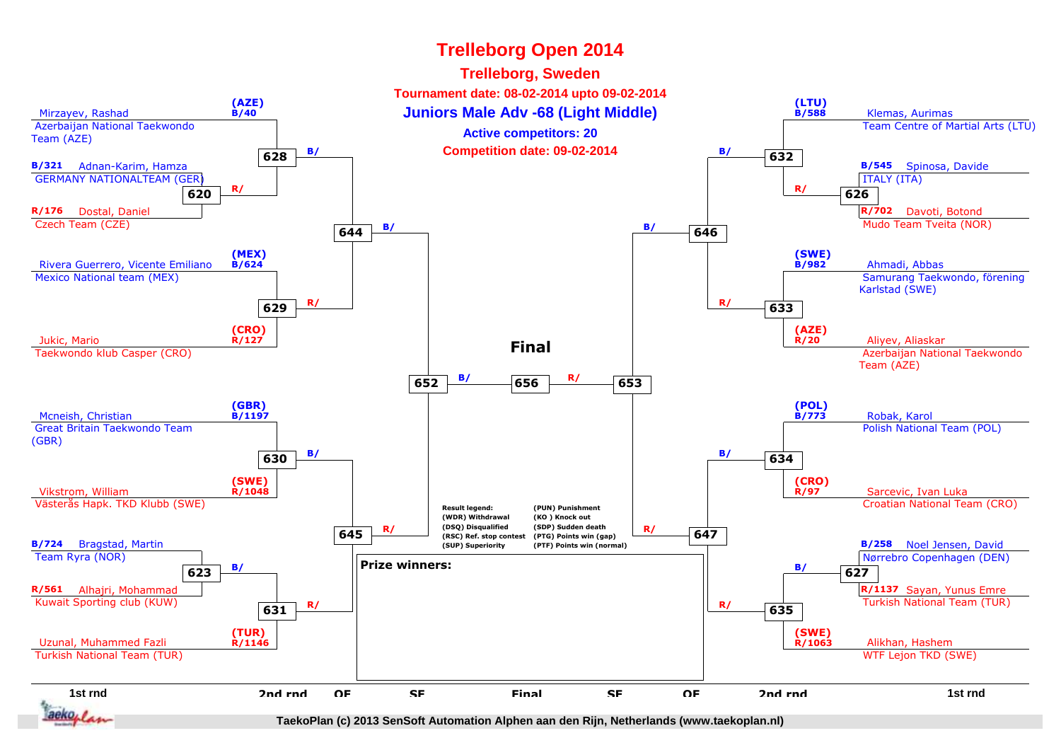# Trelleborg Open 2014

## Trelleborg, Sweden

**Tournament date: 08-02-2014 upto 09-02-2014**

### Juniors Male Adv -68 (Light Middle)

**Active competitors: 20**

**Competition date: 09-02-2014**

**Left side of bracket**

| 1st rnd | 2nd rnd | QF | SF |
|---|---|---|---|
| B/321 Adnan-Karim, Hamza – GERMANY NATIONALTEAM (GER) vs R/176 Dostal, Daniel – Czech Team (CZE) → 620 (B/ R/) | Mirzayev, Rashad – Azerbaijan National Taekwondo Team (AZE) (AZE) B/40 vs winner 620 → 628 | 628 (B/) vs 629 (R/) → 644 | 644 (B/) vs 645 (R/) → 652 |
| | Rivera Guerrero, Vicente Emiliano – Mexico National team (MEX) (MEX) B/624 vs Jukic, Mario – Taekwondo klub Casper (CRO) (CRO) R/127 → 629 | | |
| | Mcneish, Christian – Great Britain Taekwondo Team (GBR) (GBR) B/1197 vs Vikstrom, William – Västerås Hapk. TKD Klubb (SWE) (SWE) R/1048 → 630 | 630 (B/) vs 631 (R/) → 645 | |
| B/724 Bragstad, Martin – Team Ryra (NOR) vs R/561 Alhajri, Mohammad – Kuwait Sporting club (KUW) → 623 (B/) | winner 623 vs Uzunal, Muhammed Fazli – Turkish National Team (TUR) (TUR) R/1146 → 631 | | |

**Right side of bracket**

| 1st rnd | 2nd rnd | QF | SF |
|---|---|---|---|
| B/545 Spinosa, Davide – ITALY (ITA) vs R/702 Davoti, Botond – Mudo Team Tveita (NOR) → 626 (R/) | Klemas, Aurimas – Team Centre of Martial Arts (LTU) (LTU) B/588 vs winner 626 → 632 | 632 (B/) vs 633 (R/) → 646 | 646 (B/) vs 647 (R/) → 653 |
| | Ahmadi, Abbas – Samurang Taekwondo, förening Karlstad (SWE) (SWE) B/982 vs Aliyev, Aliaskar – Azerbaijan National Taekwondo Team (AZE) (AZE) R/20 → 633 | | |
| | Robak, Karol – Polish National Team (POL) (POL) B/773 vs Sarcevic, Ivan Luka – Croatian National Team (CRO) (CRO) R/97 → 634 | 634 (B/) vs 635 (R/) → 647 | |
| B/258 Noel Jensen, David – Nørrebro Copenhagen (DEN) vs R/1137 Sayan, Yunus Emre – Turkish National Team (TUR) → 627 (B/) | winner 627 vs Alikhan, Hashem – WTF Lejon TKD (SWE) (SWE) R/1063 → 635 | | |

**Final**

652 (B/) vs 653 (R/) → 656

**Result legend:**

- (WDR) Withdrawal
- (DSQ) Disqualified
- (RSC) Ref. stop contest
- (SUP) Superiority
- (PUN) Punishment
- (KO ) Knock out
- (SDP) Sudden death
- (PTG) Points win (gap)
- (PTF) Points win (normal)

**Prize winners:**

1st rnd | 2nd rnd | QF | SF | Final | SF | QF | 2nd rnd | 1st rnd

TaekoPlan (c) 2013 SenSoft Automation Alphen aan den Rijn, Netherlands (www.taekoplan.nl)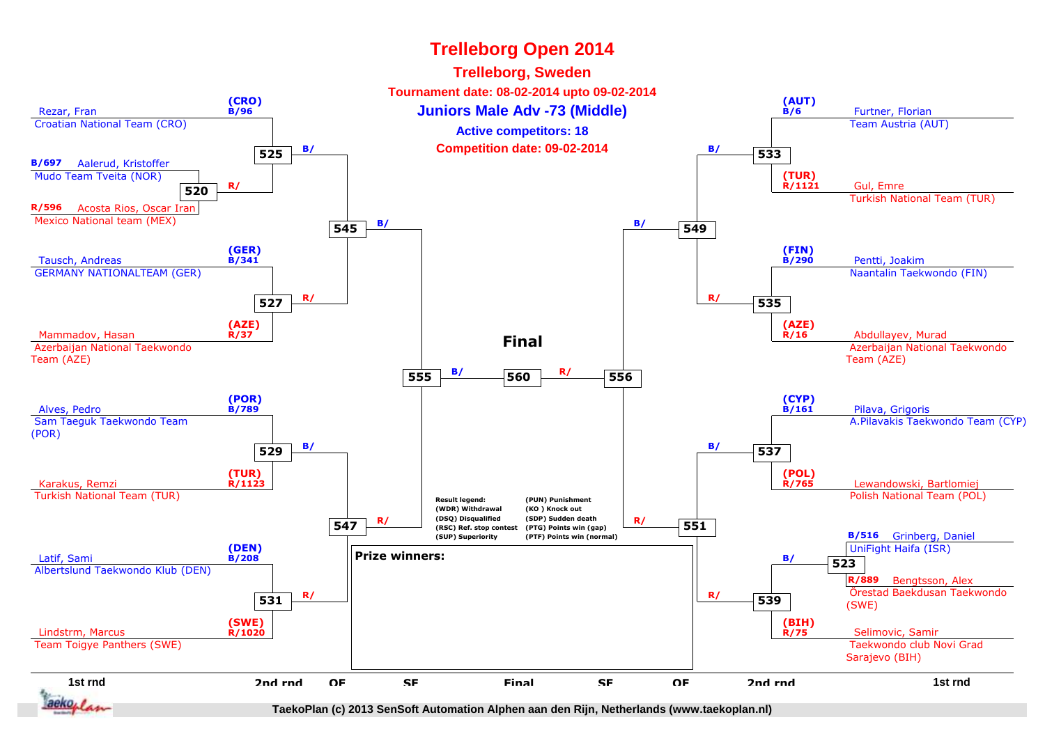# Trelleborg Open 2014

## Trelleborg, Sweden

**Tournament date: 08-02-2014 upto 09-02-2014**

### Juniors Male Adv -73 (Middle)

**Active competitors: 18**

**Competition date: 09-02-2014**

## Left side of bracket

| Match | Blue | Red |
|---|---|---|
| 520 | B/697 Aalerud, Kristoffer – Mudo Team Tveita (NOR) | R/596 Acosta Rios, Oscar Iran – Mexico National team (MEX) |
| 525 | (CRO) B/96 Rezar, Fran – Croatian National Team (CRO) | R/ (winner 520) |
| 527 | (GER) B/341 Tausch, Andreas – GERMANY NATIONALTEAM (GER) | (AZE) R/37 Mammadov, Hasan – Azerbaijan National Taekwondo Team (AZE) |
| 529 | (POR) B/789 Alves, Pedro – Sam Taeguk Taekwondo Team (POR) | (TUR) R/1123 Karakus, Remzi – Turkish National Team (TUR) |
| 531 | (DEN) B/208 Latif, Sami – Albertslund Taekwondo Klub (DEN) | (SWE) R/1020 Lindstrm, Marcus – Team Toigye Panthers (SWE) |
| 545 | B/ (winner 525) | R/ (winner 527) |
| 547 | B/ (winner 529) | R/ (winner 531) |
| 555 | B/ (winner 545) | R/ (winner 547) |

## Right side of bracket

| Match | Blue | Red |
|---|---|---|
| 523 | B/516 Grinberg, Daniel – UniFight Haifa (ISR) | R/889 Bengtsson, Alex – Örestad Baekdusan Taekwondo (SWE) |
| 533 | (AUT) B/6 Furtner, Florian – Team Austria (AUT) | (TUR) R/1121 Gul, Emre – Turkish National Team (TUR) |
| 535 | (FIN) B/290 Pentti, Joakim – Naantalin Taekwondo (FIN) | (AZE) R/16 Abdullayev, Murad – Azerbaijan National Taekwondo Team (AZE) |
| 537 | (CYP) B/161 Pilava, Grigoris – A.Pilavakis Taekwondo Team (CYP) | (POL) R/765 Lewandowski, Bartlomiej – Polish National Team (POL) |
| 539 | B/ (winner 523) | (BIH) R/75 Selimovic, Samir – Taekwondo club Novi Grad Sarajevo (BIH) |
| 549 | B/ (winner 533) | R/ (winner 535) |
| 551 | B/ (winner 537) | R/ (winner 539) |
| 556 | B/ (winner 549) | R/ (winner 551) |

## Final

| Match | Blue | Red |
|---|---|---|
| 560 | B/ (winner 555) | R/ (winner 556) |

**Result legend:**

- (WDR) Withdrawal
- (DSQ) Disqualified
- (RSC) Ref. stop contest
- (SUP) Superiority
- (PUN) Punishment
- (KO ) Knock out
- (SDP) Sudden death
- (PTG) Points win (gap)
- (PTF) Points win (normal)

**Prize winners:**

1st rnd | 2nd rnd | QF | SF | Final | SF | QF | 2nd rnd | 1st rnd

TaekoPlan (c) 2013 SenSoft Automation Alphen aan den Rijn, Netherlands (www.taekoplan.nl)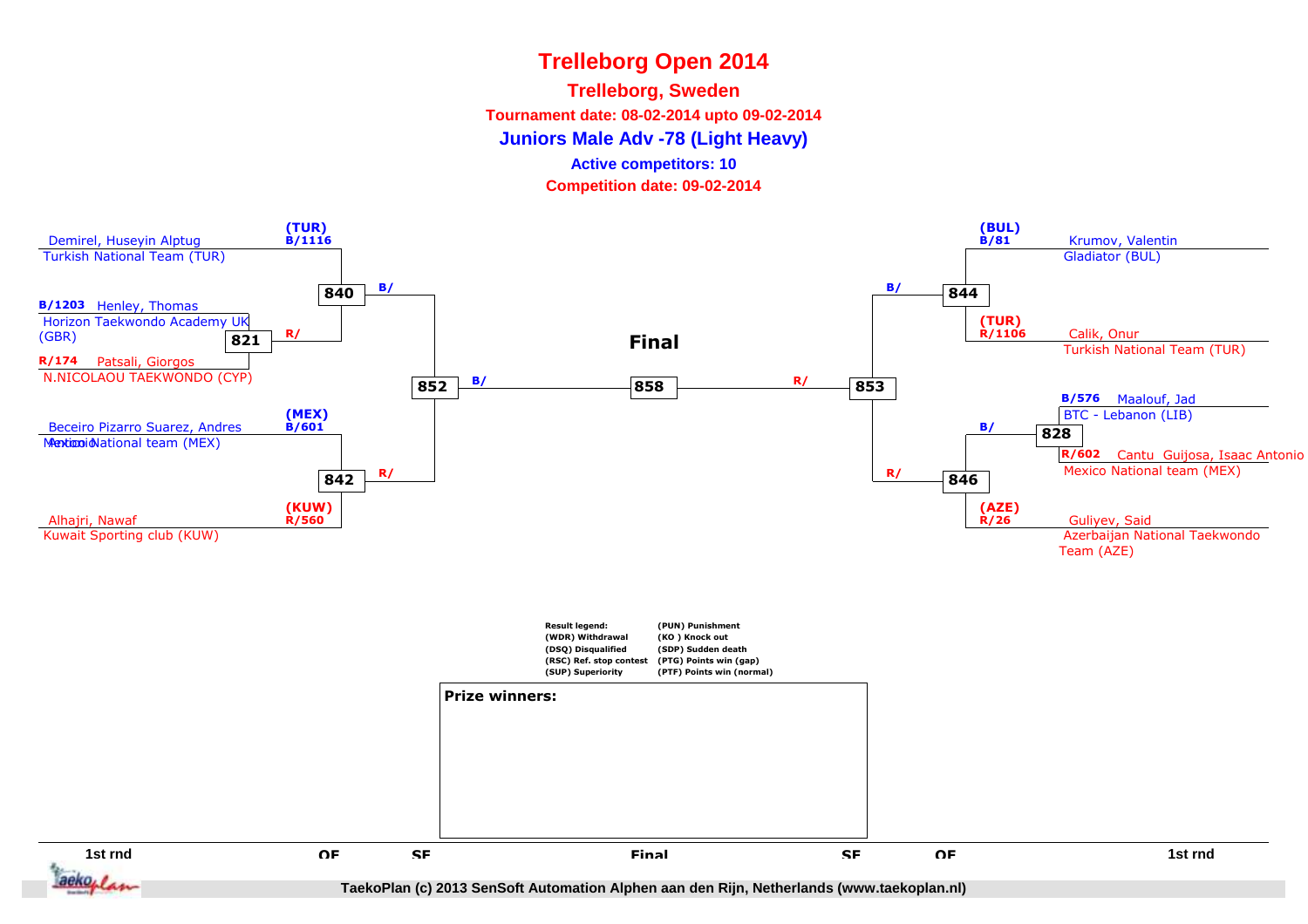# Trelleborg Open 2014

## Trelleborg, Sweden

**Tournament date: 08-02-2014 upto 09-02-2014**

**Juniors Male Adv -78 (Light Heavy)**

**Active competitors: 10**

**Competition date: 09-02-2014**

Demirel, Huseyin Alptug
Turkish National Team (TUR)
(TUR) B/1116

B/1203 Henley, Thomas
Horizon Taekwondo Academy UK (GBR)

R/174 Patsali, Giorgos
N.NICOLAOU TAEKWONDO (CYP)

821 R/

840 B/

Beceiro Pizarro Suarez, Andres Antonio
Mexico National team (MEX)
(MEX) B/601

Alhajri, Nawaf
Kuwait Sporting club (KUW)
(KUW) R/560

842 R/

852 B/

**Final**

858

R/ 853

(BUL) B/81
Krumov, Valentin
Gladiator (BUL)

(TUR) R/1106
Calik, Onur
Turkish National Team (TUR)

844 B/

B/576 Maalouf, Jad
BTC - Lebanon (LIB)

R/602 Cantu Guijosa, Isaac Antonio
Mexico National team (MEX)

828 B/

(AZE) R/26
Guliyev, Said
Azerbaijan National Taekwondo Team (AZE)

846 R/

**Result legend:**

| | |
|---|---|
| (WDR) Withdrawal | (PUN) Punishment |
| (DSQ) Disqualified | (KO ) Knock out |
| (RSC) Ref. stop contest | (SDP) Sudden death |
| (SUP) Superiority | (PTG) Points win (gap) |
| | (PTF) Points win (normal) |

**Prize winners:**

1st rnd | QF | SF | Final | SF | QF | 1st rnd

TaekoPlan (c) 2013 SenSoft Automation Alphen aan den Rijn, Netherlands (www.taekoplan.nl)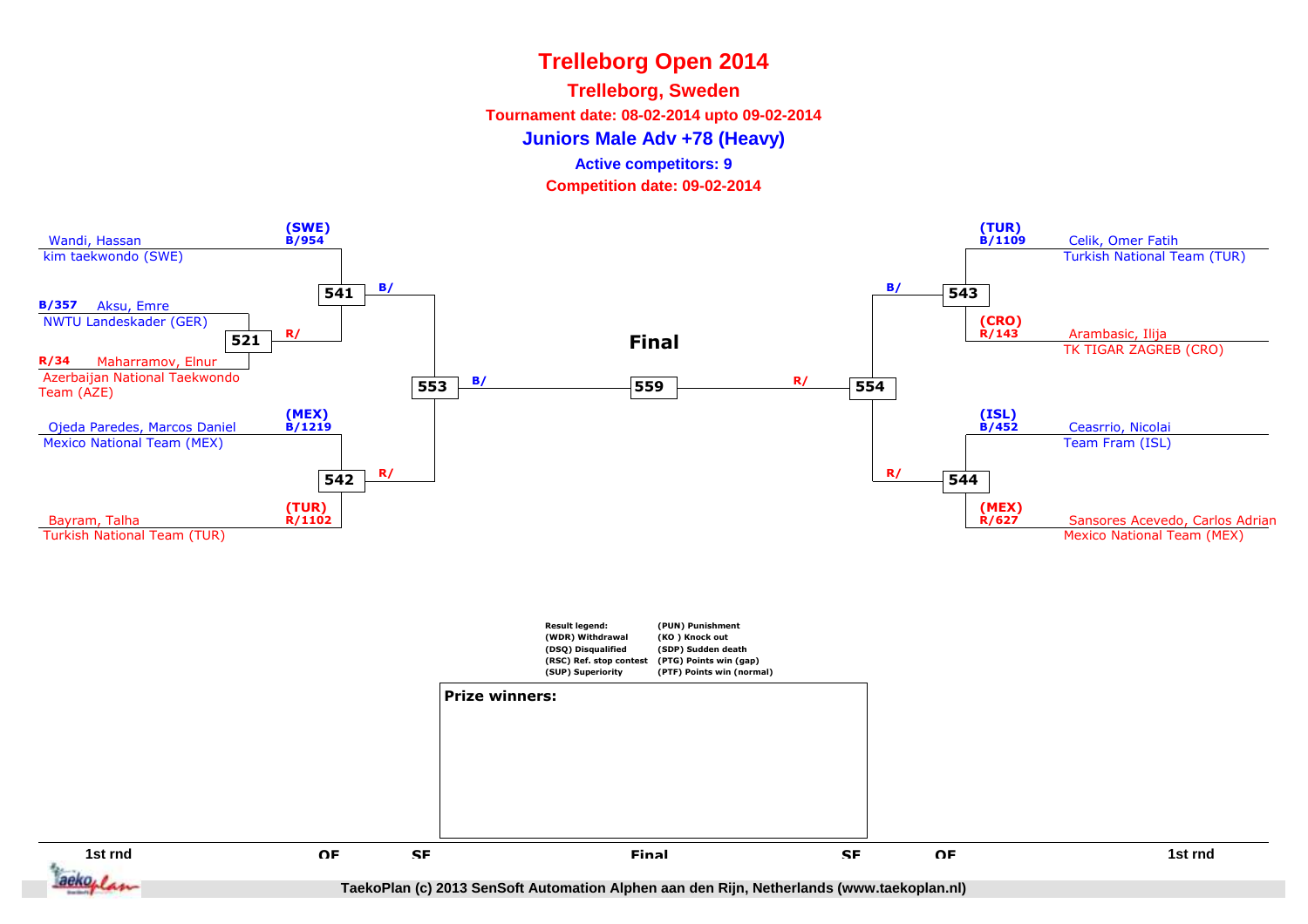# Trelleborg Open 2014

## Trelleborg, Sweden

**Tournament date: 08-02-2014 upto 09-02-2014**

### Juniors Male Adv +78 (Heavy)

**Active competitors: 9**

**Competition date: 09-02-2014**

**Left side**

- 1st rnd / QF:
  - (SWE) B/954 Wandi, Hassan — kim taekwondo (SWE)
  - Match 521:
    - B/357 Aksu, Emre — NWTU Landeskader (GER)
    - R/34 Maharramov, Elnur — Azerbaijan National Taekwondo Team (AZE)
    - Winner → R/ of 541
  - Match 541: B/ Wandi, Hassan vs R/ winner of 521 → winner B/ of 553
  - Match 542: (MEX) B/1219 Ojeda Paredes, Marcos Daniel — Mexico National Team (MEX) vs (TUR) R/1102 Bayram, Talha — Turkish National Team (TUR) → winner R/ of 553
- SF: Match 553 → winner B/ of 559

**Final**

- Match 559: B/ (winner 553) vs R/ (winner 554)

**Right side**

- QF:
  - Match 543: (TUR) B/1109 Celik, Omer Fatih — Turkish National Team (TUR) vs (CRO) R/143 Arambasic, Ilija — TK TIGAR ZAGREB (CRO) → winner B/ of 554
  - Match 544: (ISL) B/452 Ceasrrio, Nicolai — Team Fram (ISL) vs (MEX) R/627 Sansores Acevedo, Carlos Adrian — Mexico National Team (MEX) → winner R/ of 554
- SF: Match 554 → winner R/ of 559

Rounds: 1st rnd | QF | SF | Final | SF | QF | 1st rnd

**Result legend:**

| | |
|---|---|
| (WDR) Withdrawal | (PUN) Punishment |
| (DSQ) Disqualified | (KO ) Knock out |
| (RSC) Ref. stop contest | (SDP) Sudden death |
| (SUP) Superiority | (PTG) Points win (gap) |
| | (PTF) Points win (normal) |

**Prize winners:**

TaekoPlan (c) 2013 SenSoft Automation Alphen aan den Rijn, Netherlands (www.taekoplan.nl)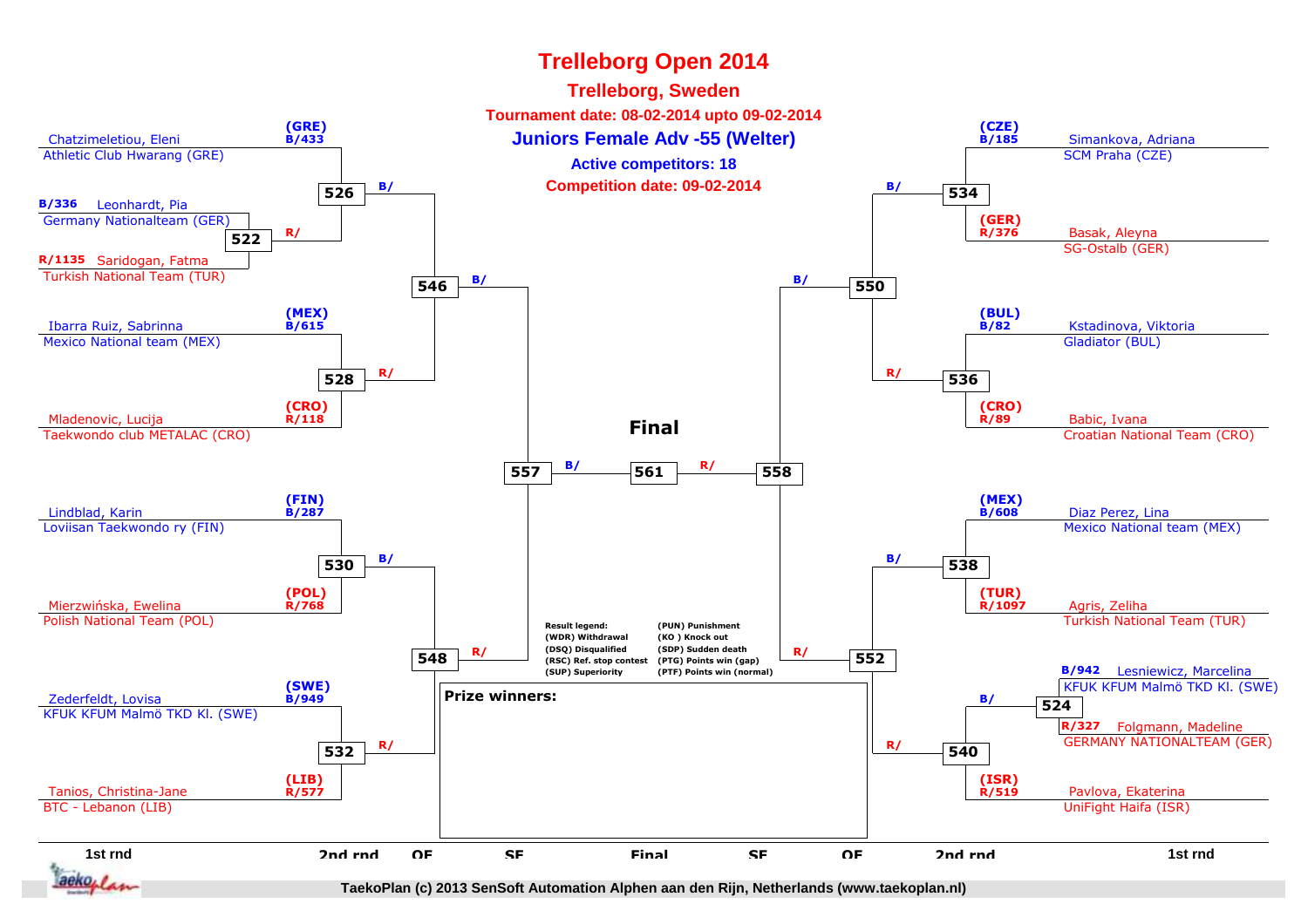# Trelleborg Open 2014

## Trelleborg, Sweden

**Tournament date: 08-02-2014 upto 09-02-2014**

### Juniors Female Adv -55 (Welter)

**Active competitors: 18**

**Competition date: 09-02-2014**

## Left side of bracket

| Position | Name | Club | Country / Number |
|---|---|---|---|
| B | Chatzimeletiou, Eleni | Athletic Club Hwarang (GRE) | (GRE) B/433 |
| B | Leonhardt, Pia | Germany Nationalteam (GER) | B/336 |
| R | Saridogan, Fatma | Turkish National Team (TUR) | R/1135 |
| B | Ibarra Ruiz, Sabrinna | Mexico National team (MEX) | (MEX) B/615 |
| R | Mladenovic, Lucija | Taekwondo club METALAC (CRO) | (CRO) R/118 |
| B | Lindblad, Karin | Loviisan Taekwondo ry (FIN) | (FIN) B/287 |
| R | Mierzwińska, Ewelina | Polish National Team (POL) | (POL) R/768 |
| B | Zederfeldt, Lovisa | KFUK KFUM Malmö TKD Kl. (SWE) | (SWE) B/949 |
| R | Tanios, Christina-Jane | BTC - Lebanon (LIB) | (LIB) R/577 |

Matches: 522 (Leonhardt vs Saridogan), 526, 528, 530, 532, 546, 548, 557

## Right side of bracket

| Position | Name | Club | Country / Number |
|---|---|---|---|
| B | Simankova, Adriana | SCM Praha (CZE) | (CZE) B/185 |
| R | Basak, Aleyna | SG-Ostalb (GER) | (GER) R/376 |
| B | Kstadinova, Viktoria | Gladiator (BUL) | (BUL) B/82 |
| R | Babic, Ivana | Croatian National Team (CRO) | (CRO) R/89 |
| B | Diaz Perez, Lina | Mexico National team (MEX) | (MEX) B/608 |
| R | Agris, Zeliha | Turkish National Team (TUR) | (TUR) R/1097 |
| B | Lesniewicz, Marcelina | KFUK KFUM Malmö TKD Kl. (SWE) | B/942 |
| R | Folgmann, Madeline | GERMANY NATIONALTEAM (GER) | R/327 |
| R | Pavlova, Ekaterina | UniFight Haifa (ISR) | (ISR) R/519 |

Matches: 524 (Lesniewicz vs Folgmann), 534, 536, 538, 540, 550, 552, 558

## Final

Match 561: B/ (winner 557) vs R/ (winner 558)

**Prize winners:**

Result legend:
- (WDR) Withdrawal
- (DSQ) Disqualified
- (RSC) Ref. stop contest
- (SUP) Superiority
- (PUN) Punishment
- (KO) Knock out
- (SDP) Sudden death
- (PTG) Points win (gap)
- (PTF) Points win (normal)

Rounds: 1st rnd | 2nd rnd | QF | SF | Final | SF | QF | 2nd rnd | 1st rnd

TaekoPlan (c) 2013 SenSoft Automation Alphen aan den Rijn, Netherlands (www.taekoplan.nl)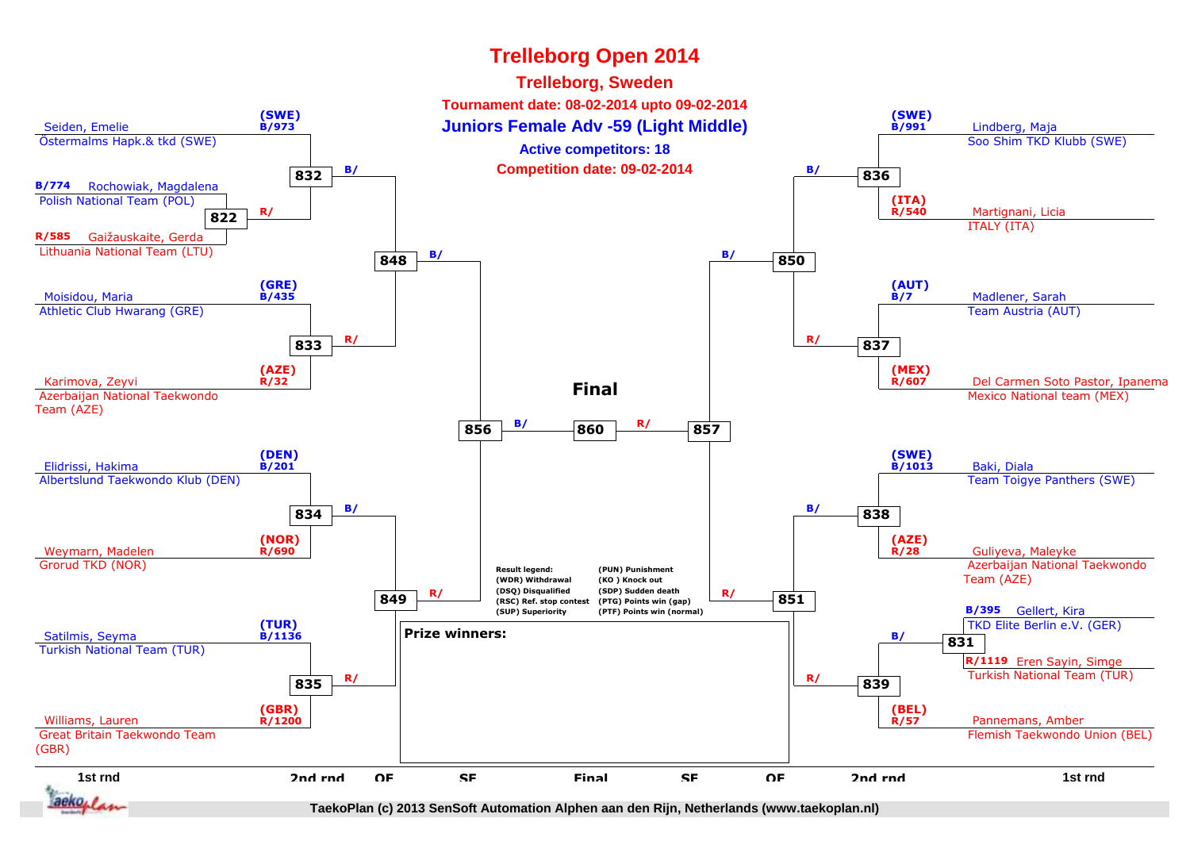# Trelleborg Open 2014

## Trelleborg, Sweden

**Tournament date: 08-02-2014 upto 09-02-2014**

### Juniors Female Adv -59 (Light Middle)

**Active competitors: 18**

**Competition date: 09-02-2014**

**Left side**

- (SWE) B/973 Seiden, Emelie — Östermalms Hapk.& tkd (SWE)
- B/774 Rochowiak, Magdalena — Polish National Team (POL)
- 822: R/
- R/585 Gaižauskaite, Gerda — Lithuania National Team (LTU)
- 832: B/
- (GRE) B/435 Moisidou, Maria — Athletic Club Hwarang (GRE)
- 833: R/
- (AZE) R/32 Karimova, Zeyvi — Azerbaijan National Taekwondo Team (AZE)
- 848: B/
- (DEN) B/201 Elidrissi, Hakima — Albertslund Taekwondo Klub (DEN)
- 834: B/
- (NOR) R/690 Weymarn, Madelen — Grorud TKD (NOR)
- (TUR) B/1136 Satilmis, Seyma — Turkish National Team (TUR)
- 835: R/
- (GBR) R/1200 Williams, Lauren — Great Britain Taekwondo Team (GBR)
- 849: R/
- 856: B/

**Final**

- 860: R/

**Right side**

- (SWE) B/991 Lindberg, Maja — Soo Shim TKD Klubb (SWE)
- 836: B/
- (ITA) R/540 Martignani, Licia — ITALY (ITA)
- (AUT) B/7 Madlener, Sarah — Team Austria (AUT)
- 837: R/
- (MEX) R/607 Del Carmen Soto Pastor, Ipanema — Mexico National team (MEX)
- 850: B/
- (SWE) B/1013 Baki, Diala — Team Toigye Panthers (SWE)
- 838: B/
- (AZE) R/28 Guliyeva, Maleyke — Azerbaijan National Taekwondo Team (AZE)
- B/395 Gellert, Kira — TKD Elite Berlin e.V. (GER)
- 831: B/
- R/1119 Eren Sayin, Simge — Turkish National Team (TUR)
- 839: R/
- (BEL) R/57 Pannemans, Amber — Flemish Taekwondo Union (BEL)
- 851: R/
- 857

**Result legend:**

- (WDR) Withdrawal
- (DSQ) Disqualified
- (RSC) Ref. stop contest
- (SUP) Superiority
- (PUN) Punishment
- (KO ) Knock out
- (SDP) Sudden death
- (PTG) Points win (gap)
- (PTF) Points win (normal)

**Prize winners:**

1st rnd | 2nd rnd | QF | SF | Final | SF | QF | 2nd rnd | 1st rnd

TaekoPlan (c) 2013 SenSoft Automation Alphen aan den Rijn, Netherlands (www.taekoplan.nl)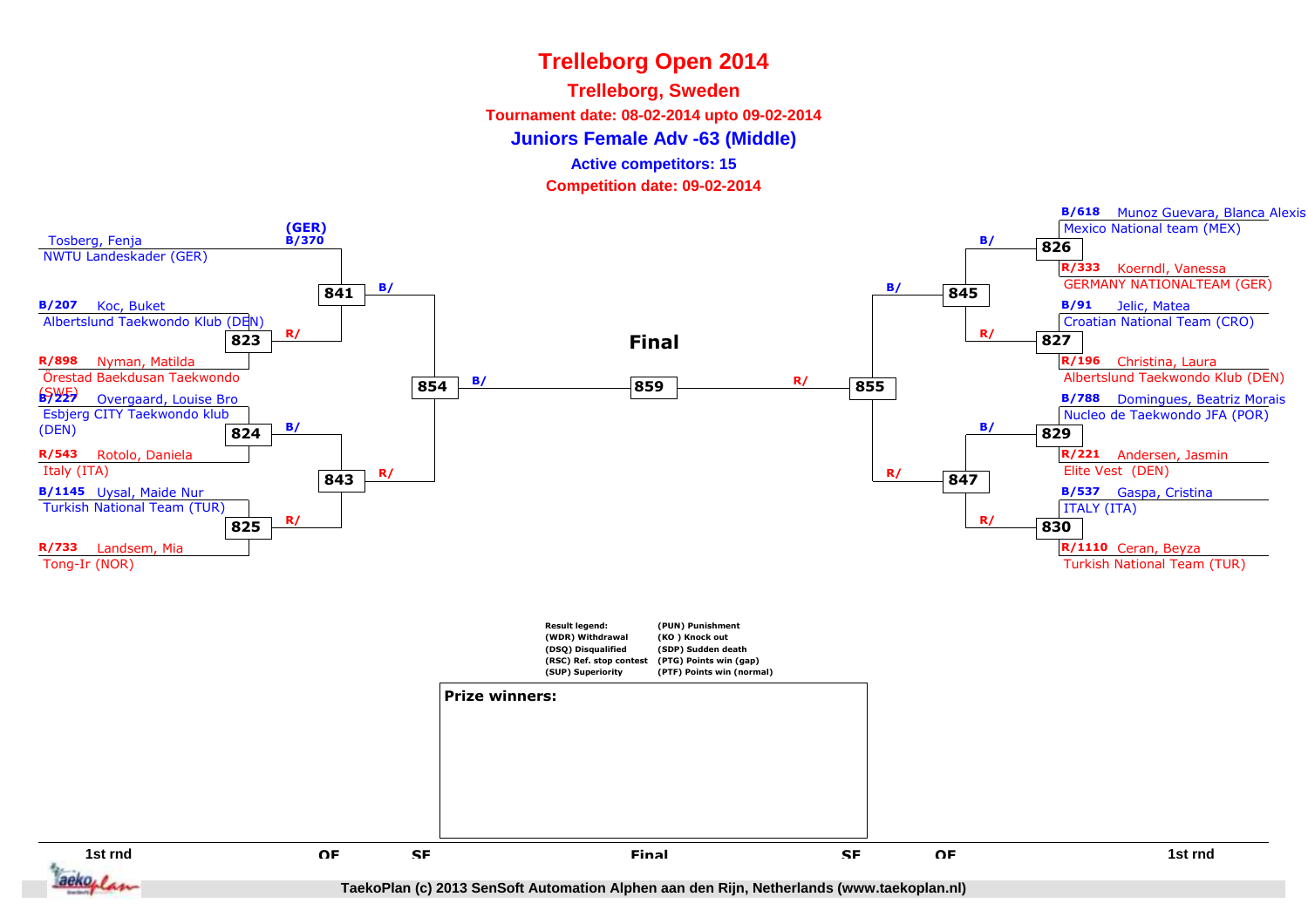# Trelleborg Open 2014

## Trelleborg, Sweden

**Tournament date: 08-02-2014 upto 09-02-2014**

### Juniors Female Adv -63 (Middle)

**Active competitors: 15**

**Competition date: 09-02-2014**

**Left side**

- (GER) B/370 Tosberg, Fenja — NWTU Landeskader (GER) → 841 (B/)
- 823 (R/):
  - B/207 Koc, Buket — Albertslund Taekwondo Klub (DEN)
  - R/898 Nyman, Matilda — Örestad Baekdusan Taekwondo (SWE)
- 824 (B/):
  - B/227 Overgaard, Louise Bro — Esbjerg CITY Taekwondo klub (DEN)
  - R/543 Rotolo, Daniela — Italy (ITA)
- 825 (R/):
  - B/1145 Uysal, Maide Nur — Turkish National Team (TUR)
  - R/733 Landsem, Mia — Tong-Ir (NOR)
- 841 (B/) and 843 (R/) → 854 (B/)

**Final**

- 854 (B/) — 859 — 855 (R/)

**Right side**

- 826 (B/):
  - B/618 Munoz Guevara, Blanca Alexis — Mexico National team (MEX)
  - R/333 Koerndl, Vanessa — GERMANY NATIONALTEAM (GER)
- 827 (R/):
  - B/91 Jelic, Matea — Croatian National Team (CRO)
  - R/196 Christina, Laura — Albertslund Taekwondo Klub (DEN)
- 829 (B/):
  - B/788 Domingues, Beatriz Morais — Nucleo de Taekwondo JFA (POR)
  - R/221 Andersen, Jasmin — Elite Vest (DEN)
- 830 (R/):
  - B/537 Gaspa, Cristina — ITALY (ITA)
  - R/1110 Ceran, Beyza — Turkish National Team (TUR)
- 826 (B/) and 827 (R/) → 845 (B/)
- 829 (B/) and 830 (R/) → 847 (R/)
- 845 (B/) and 847 (R/) → 855 (R/)

| Result legend: | |
|---|---|
| (WDR) Withdrawal | (PUN) Punishment |
| (DSQ) Disqualified | (KO ) Knock out |
| (RSC) Ref. stop contest | (SDP) Sudden death |
| (SUP) Superiority | (PTG) Points win (gap) |
| | (PTF) Points win (normal) |

**Prize winners:**

1st rnd | QF | SF | Final | SF | QF | 1st rnd

TaekoPlan (c) 2013 SenSoft Automation Alphen aan den Rijn, Netherlands (www.taekoplan.nl)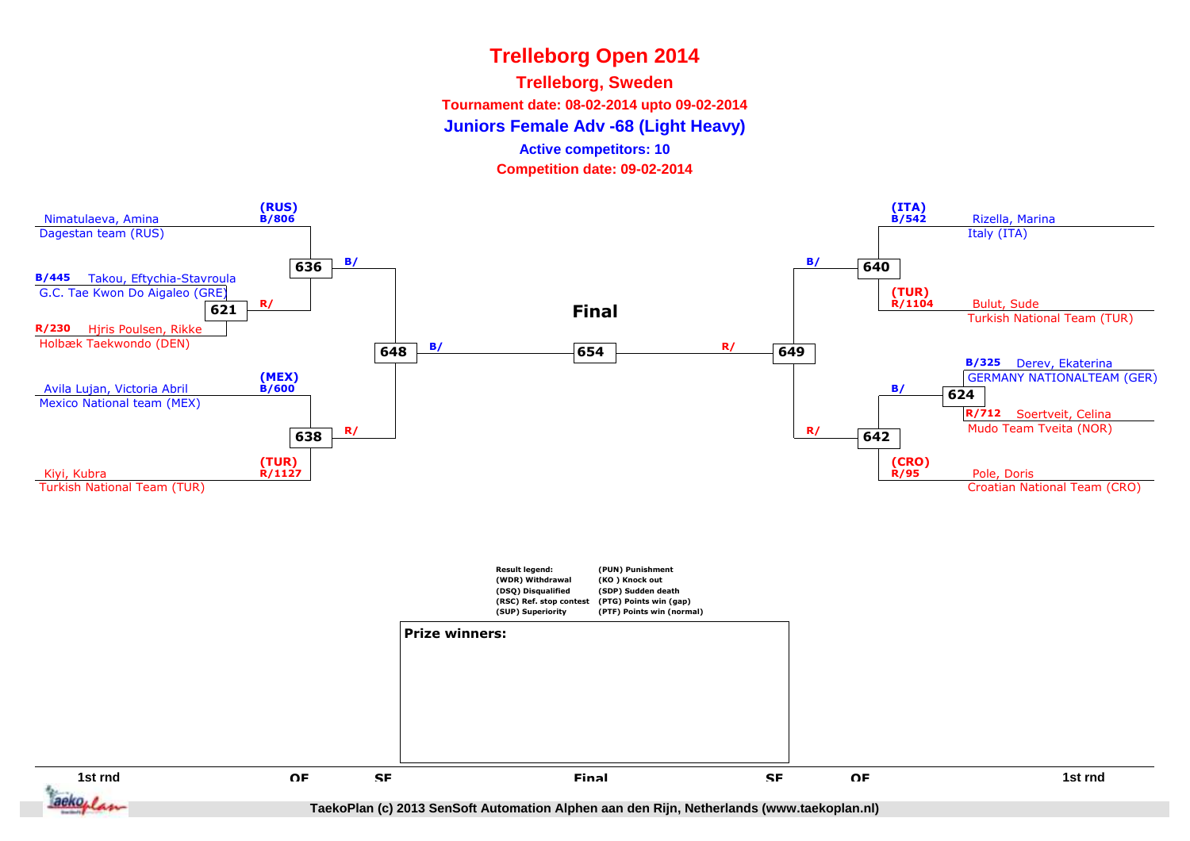# Trelleborg Open 2014

## Trelleborg, Sweden

**Tournament date: 08-02-2014 upto 09-02-2014**

**Juniors Female Adv -68 (Light Heavy)**

**Active competitors: 10**

**Competition date: 09-02-2014**

### Left side

**1st rnd / QF**

- (RUS) B/806 Nimatulaeva, Amina — Dagestan team (RUS)
- B/445 Takou, Eftychia-Stavroula — G.C. Tae Kwon Do Aigaleo (GRE)
- R/230 Hjris Poulsen, Rikke — Holbæk Taekwondo (DEN)
- Match 621: R/
- Match 636: B/
- (MEX) B/600 Avila Lujan, Victoria Abril — Mexico National team (MEX)
- (TUR) R/1127 Kiyi, Kubra — Turkish National Team (TUR)
- Match 638: R/

**SF**

- Match 648: B/

### Final

- Match 654

### Right side

**1st rnd / QF**

- (ITA) B/542 Rizella, Marina — Italy (ITA)
- (TUR) R/1104 Bulut, Sude — Turkish National Team (TUR)
- Match 640: B/
- B/325 Derev, Ekaterina — GERMANY NATIONALTEAM (GER)
- R/712 Soertveit, Celina — Mudo Team Tveita (NOR)
- Match 624: B/
- (CRO) R/95 Pole, Doris — Croatian National Team (CRO)
- Match 642: R/

**SF**

- Match 649: R/

**Result legend:**

| | |
|---|---|
| (WDR) Withdrawal | (PUN) Punishment |
| (DSQ) Disqualified | (KO ) Knock out |
| (RSC) Ref. stop contest | (SDP) Sudden death |
| (SUP) Superiority | (PTG) Points win (gap) |
| | (PTF) Points win (normal) |

**Prize winners:**

1st rnd | QF | SF | Final | SF | QF | 1st rnd

TaekoPlan (c) 2013 SenSoft Automation Alphen aan den Rijn, Netherlands (www.taekoplan.nl)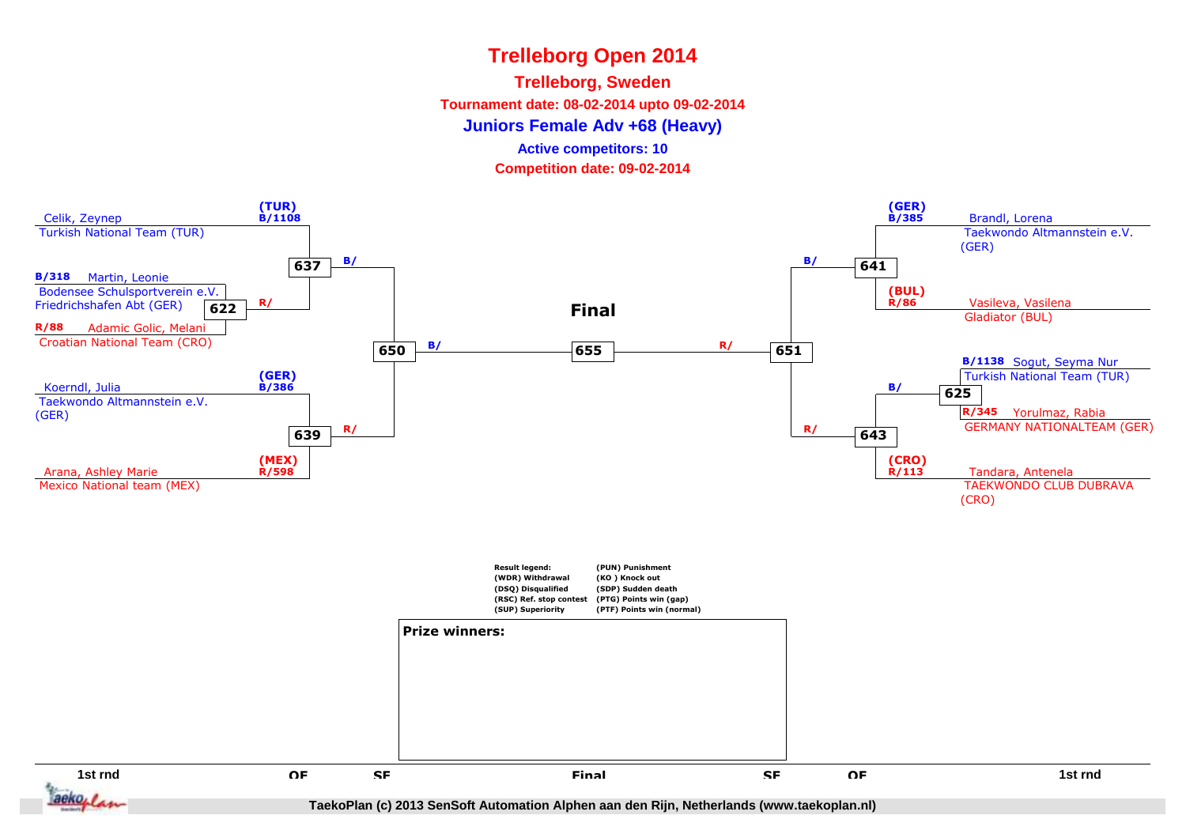# Trelleborg Open 2014

## Trelleborg, Sweden

**Tournament date: 08-02-2014 upto 09-02-2014**

### Juniors Female Adv +68 (Heavy)

**Active competitors: 10**

**Competition date: 09-02-2014**

**Left side**

- (TUR) B/1108 Celik, Zeynep – Turkish National Team (TUR)
- B/318 Martin, Leonie – Bodensee Schulsportverein e.V. Friedrichshafen Abt (GER)
- R/88 Adamic Golic, Melani – Croatian National Team (CRO)
- Match 622: Martin, Leonie vs Adamic Golic, Melani → R/
- Match 637: Celik, Zeynep vs winner 622 → B/
- (GER) B/386 Koerndl, Julia – Taekwondo Altmannstein e.V. (GER)
- (MEX) R/598 Arana, Ashley Marie – Mexico National team (MEX)
- Match 639: Koerndl, Julia vs Arana, Ashley Marie → R/
- Match 650: winner 637 vs winner 639 → B/

**Right side**

- (GER) B/385 Brandl, Lorena – Taekwondo Altmannstein e.V. (GER)
- (BUL) R/86 Vasileva, Vasilena – Gladiator (BUL)
- Match 641: Brandl, Lorena vs Vasileva, Vasilena → B/
- B/1138 Sogut, Seyma Nur – Turkish National Team (TUR)
- R/345 Yorulmaz, Rabia – GERMANY NATIONALTEAM (GER)
- Match 625: Sogut, Seyma Nur vs Yorulmaz, Rabia → B/
- (CRO) R/113 Tandara, Antenela – TAEKWONDO CLUB DUBRAVA (CRO)
- Match 643: winner 625 vs Tandara, Antenela → R/
- Match 651: winner 641 vs winner 643 → R/

**Final**

- Match 655: winner 650 (B/) vs winner 651 (R/)

Rounds: 1st rnd | QF | SF | Final | SF | QF | 1st rnd

| Result legend: | |
|---|---|
| (WDR) Withdrawal | (PUN) Punishment |
| (DSQ) Disqualified | (KO ) Knock out |
| (RSC) Ref. stop contest | (SDP) Sudden death |
| (SUP) Superiority | (PTG) Points win (gap) |
| | (PTF) Points win (normal) |

**Prize winners:**

TaekoPlan (c) 2013 SenSoft Automation Alphen aan den Rijn, Netherlands (www.taekoplan.nl)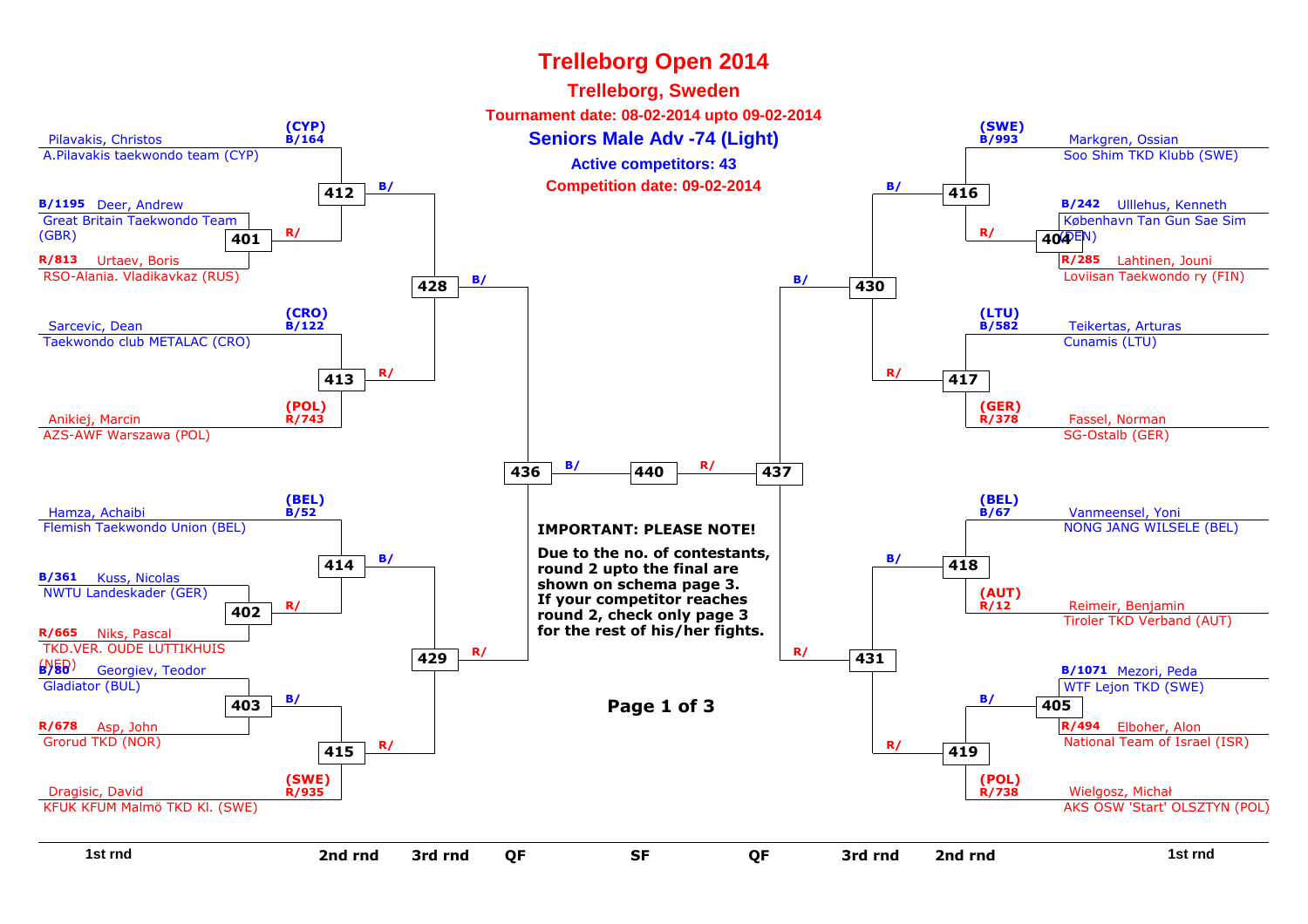# Trelleborg Open 2014

## Trelleborg, Sweden

**Tournament date: 08-02-2014 upto 09-02-2014**

## Seniors Male Adv -74 (Light)

**Active competitors: 43**

**Competition date: 09-02-2014**

### Left side

| 1st rnd | 2nd rnd | 3rd rnd | QF |
|---|---|---|---|
| (CYP) B/164 Pilavakis, Christos – A.Pilavakis taekwondo team (CYP) | 412 | 428 | 436 |
| B/1195 Deer, Andrew – Great Britain Taekwondo Team (GBR) vs R/813 Urtaev, Boris – RSO-Alania. Vladikavkaz (RUS) → 401 | | | |
| (CRO) B/122 Sarcevic, Dean – Taekwondo club METALAC (CRO) | 413 | | |
| (POL) R/743 Anikiej, Marcin – AZS-AWF Warszawa (POL) | | | |
| (BEL) B/52 Hamza, Achaibi – Flemish Taekwondo Union (BEL) | 414 | 429 | |
| B/361 Kuss, Nicolas – NWTU Landeskader (GER) vs R/665 Niks, Pascal – TKD.VER. OUDE LUTTIKHUIS (NED) → 402 | | | |
| B/80 Georgiev, Teodor – Gladiator (BUL) vs R/678 Asp, John – Grorud TKD (NOR) → 403 | 415 | | |
| (SWE) R/935 Dragisic, David – KFUK KFUM Malmö TKD Kl. (SWE) | | | |

### Semi-final

436 — 440 — 437

### Right side

| 1st rnd | 2nd rnd | 3rd rnd | QF |
|---|---|---|---|
| (SWE) B/993 Markgren, Ossian – Soo Shim TKD Klubb (SWE) | 416 | 430 | 437 |
| B/242 Ulllehus, Kenneth – København Tan Gun Sae Sim (DEN) vs R/285 Lahtinen, Jouni – Loviisan Taekwondo ry (FIN) → 404 | | | |
| (LTU) B/582 Teikertas, Arturas – Cunamis (LTU) | 417 | | |
| (GER) R/378 Fassel, Norman – SG-Ostalb (GER) | | | |
| (BEL) B/67 Vanmeensel, Yoni – NONG JANG WILSELE (BEL) | 418 | 431 | |
| (AUT) R/12 Reimeir, Benjamin – Tiroler TKD Verband (AUT) | | | |
| B/1071 Mezori, Peda – WTF Lejon TKD (SWE) vs R/494 Elboher, Alon – National Team of Israel (ISR) → 405 | 419 | | |
| (POL) R/738 Wielgosz, Michał – AKS OSW 'Start' OLSZTYN (POL) | | | |

**IMPORTANT: PLEASE NOTE!**

**Due to the no. of contestants, round 2 upto the final are shown on schema page 3. If your competitor reaches round 2, check only page 3 for the rest of his/her fights.**

**Page 1 of 3**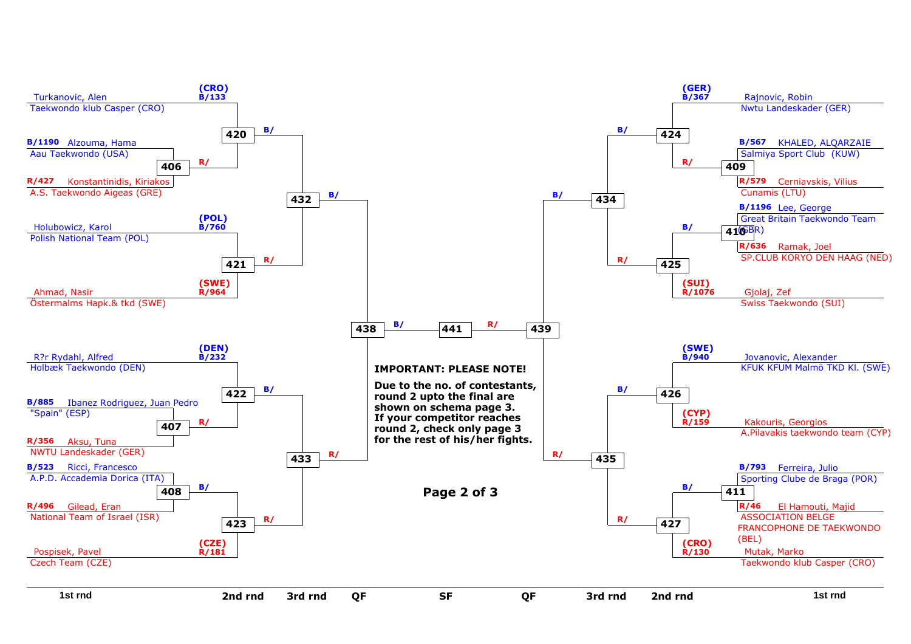**Left half of bracket**

| 1st rnd | 2nd rnd | 3rd rnd | QF |
|---|---|---|---|
| (CRO) B/133 Turkanovic, Alen — Taekwondo klub Casper (CRO) | 420 B/ | 432 B/ | 438 B/ |
| B/1190 Alzouma, Hama — Aau Taekwondo (USA) vs R/427 Konstantinidis, Kiriakos — A.S. Taekwondo Aigeas (GRE): 406 R/ | 420 | | |
| (POL) B/760 Holubowicz, Karol — Polish National Team (POL) | 421 R/ | 432 | |
| (SWE) R/964 Ahmad, Nasir — Östermalms Hapk.& tkd (SWE) | 421 | | |
| (DEN) B/232 R?r Rydahl, Alfred — Holbæk Taekwondo (DEN) | 422 B/ | 433 R/ | 438 |
| B/885 Ibanez Rodriguez, Juan Pedro — "Spain" (ESP) vs R/356 Aksu, Tuna — NWTU Landeskader (GER): 407 R/ | 422 | | |
| B/523 Ricci, Francesco — A.P.D. Accademia Dorica (ITA) vs R/496 Gilead, Eran — National Team of Israel (ISR): 408 B/ | 423 R/ | 433 | |
| (CZE) R/181 Pospisek, Pavel — Czech Team (CZE) | 423 | | |

**SF:** 438 B/ — 441 — R/ 439

**Right half of bracket**

| 1st rnd | 2nd rnd | 3rd rnd | QF |
|---|---|---|---|
| (GER) B/367 Rajnovic, Robin — Nwtu Landeskader (GER) | 424 B/ | 434 B/ | 439 R/ |
| B/567 KHALED, ALQARZAIE — Salmiya Sport Club (KUW) vs R/579 Cerniavskis, Vilius — Cunamis (LTU): 409 R/ | 424 | | |
| B/1196 Lee, George — Great Britain Taekwondo Team (GBR) vs R/636 Ramak, Joel — SP.CLUB KORYO DEN HAAG (NED): 410 B/ | 425 R/ | 434 | |
| (SUI) R/1076 Gjolaj, Zef — Swiss Taekwondo (SUI) | 425 | | |
| (SWE) B/940 Jovanovic, Alexander — KFUK KFUM Malmö TKD Kl. (SWE) | 426 B/ | 435 R/ | 439 |
| (CYP) R/159 Kakouris, Georgios — A.Pilavakis taekwondo team (CYP) | 426 | | |
| B/793 Ferreira, Julio — Sporting Clube de Braga (POR) vs R/46 El Hamouti, Majid — ASSOCIATION BELGE FRANCOPHONE DE TAEKWONDO (BEL): 411 B/ | 427 R/ | 435 | |
| (CRO) R/130 Mutak, Marko — Taekwondo klub Casper (CRO) | 427 | | |

**IMPORTANT: PLEASE NOTE!**

**Due to the no. of contestants, round 2 upto the final are shown on schema page 3. If your competitor reaches round 2, check only page 3 for the rest of his/her fights.**

**Page 2 of 3**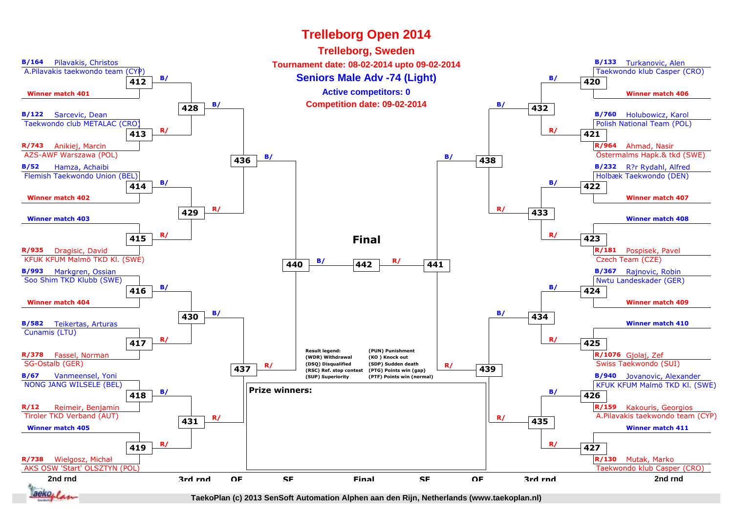# Trelleborg Open 2014

## Trelleborg, Sweden

**Tournament date: 08-02-2014 upto 09-02-2014**

## Seniors Male Adv -74 (Light)

**Active competitors: 0**

**Competition date: 09-02-2014**

### Left side (2nd rnd)

| Match | Blue (B/) | Red (R/) |
|---|---|---|
| 412 | B/164 Pilavakis, Christos – A.Pilavakis taekwondo team (CYP) | Winner match 401 |
| 413 | B/122 Sarcevic, Dean – Taekwondo club METALAC (CRO) | R/743 Anikiej, Marcin – AZS-AWF Warszawa (POL) |
| 414 | B/52 Hamza, Achaibi – Flemish Taekwondo Union (BEL) | Winner match 402 |
| 415 | Winner match 403 | R/935 Dragisic, David – KFUK KFUM Malmö TKD Kl. (SWE) |
| 416 | B/993 Markgren, Ossian – Soo Shim TKD Klubb (SWE) | Winner match 404 |
| 417 | B/582 Teikertas, Arturas – Cunamis (LTU) | R/378 Fassel, Norman – SG-Ostalb (GER) |
| 418 | B/67 Vanmeensel, Yoni – NONG JANG WILSELE (BEL) | R/12 Reimeir, Benjamin – Tiroler TKD Verband (AUT) |
| 419 | Winner match 405 | R/738 Wielgosz, Michał – AKS OSW 'Start' OLSZTYN (POL) |

### Right side (2nd rnd)

| Match | Blue (B/) | Red (R/) |
|---|---|---|
| 420 | B/133 Turkanovic, Alen – Taekwondo klub Casper (CRO) | Winner match 406 |
| 421 | B/760 Holubowicz, Karol – Polish National Team (POL) | R/964 Ahmad, Nasir – Östermalms Hapk.& tkd (SWE) |
| 422 | B/232 R?r Rydahl, Alfred – Holbæk Taekwondo (DEN) | Winner match 407 |
| 423 | Winner match 408 | R/181 Pospisek, Pavel – Czech Team (CZE) |
| 424 | B/367 Rajnovic, Robin – Nwtu Landeskader (GER) | Winner match 409 |
| 425 | Winner match 410 | R/1076 Gjolaj, Zef – Swiss Taekwondo (SUI) |
| 426 | B/940 Jovanovic, Alexander – KFUK KFUM Malmö TKD Kl. (SWE) | R/159 Kakouris, Georgios – A.Pilavakis taekwondo team (CYP) |
| 427 | Winner match 411 | R/130 Mutak, Marko – Taekwondo klub Casper (CRO) |

### Later rounds

| Round | Matches |
|---|---|
| 3rd rnd | 428 (412/413), 429 (414/415), 430 (416/417), 431 (418/419), 432 (420/421), 433 (422/423), 434 (424/425), 435 (426/427) |
| QF | 436 (428/429), 437 (430/431), 438 (432/433), 439 (434/435) |
| SF | 440 (436/437), 441 (438/439) |
| Final | 442 (440 B/, 441 R/) |

**Final**

Result legend:
- (WDR) Withdrawal
- (DSQ) Disqualified
- (RSC) Ref. stop contest
- (SUP) Superiority
- (PUN) Punishment
- (KO ) Knock out
- (SDP) Sudden death
- (PTG) Points win (gap)
- (PTF) Points win (normal)

**Prize winners:**

2nd rnd | 3rd rnd | QF | SF | Final | SF | QF | 3rd rnd | 2nd rnd

TaekoPlan (c) 2013 SenSoft Automation Alphen aan den Rijn, Netherlands (www.taekoplan.nl)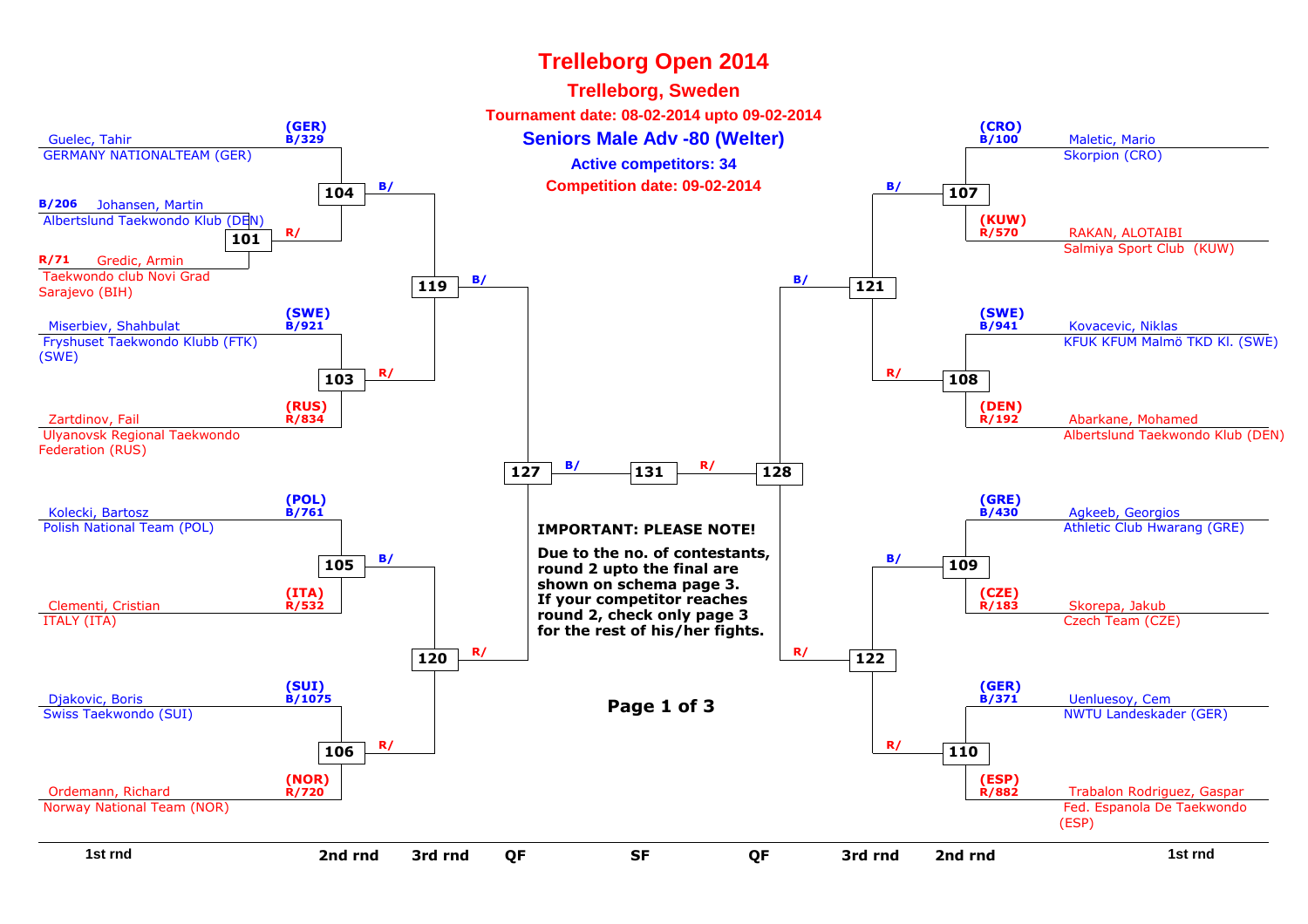# Trelleborg Open 2014

## Trelleborg, Sweden

**Tournament date: 08-02-2014 upto 09-02-2014**

## Seniors Male Adv -80 (Welter)

**Active competitors: 34**

**Competition date: 09-02-2014**

### Left side of bracket

| Match | Blue (B) | Red (R) |
|---|---|---|
| 101 | B/206 Johansen, Martin – Albertslund Taekwondo Klub (DEN) | R/71 Gredic, Armin – Taekwondo club Novi Grad Sarajevo (BIH) |
| 104 | B/329 (GER) Guelec, Tahir – GERMANY NATIONALTEAM (GER) | R/ winner of 101 |
| 103 | B/921 (SWE) Miserbiev, Shahbulat – Fryshuset Taekwondo Klubb (FTK) (SWE) | R/834 (RUS) Zartdinov, Fail – Ulyanovsk Regional Taekwondo Federation (RUS) |
| 105 | B/761 (POL) Kolecki, Bartosz – Polish National Team (POL) | R/532 (ITA) Clementi, Cristian – ITALY (ITA) |
| 106 | B/1075 (SUI) Djakovic, Boris – Swiss Taekwondo (SUI) | R/720 (NOR) Ordemann, Richard – Norway National Team (NOR) |
| 119 | B/ winner of 104 | R/ winner of 103 |
| 120 | B/ winner of 105 | R/ winner of 106 |
| 127 | B/ winner of 119 | R/ winner of 120 |

### Right side of bracket

| Match | Blue (B) | Red (R) |
|---|---|---|
| 107 | B/100 (CRO) Maletic, Mario – Skorpion (CRO) | R/570 (KUW) RAKAN, ALOTAIBI – Salmiya Sport Club (KUW) |
| 108 | B/941 (SWE) Kovacevic, Niklas – KFUK KFUM Malmö TKD Kl. (SWE) | R/192 (DEN) Abarkane, Mohamed – Albertslund Taekwondo Klub (DEN) |
| 109 | B/430 (GRE) Agkeeb, Georgios – Athletic Club Hwarang (GRE) | R/183 (CZE) Skorepa, Jakub – Czech Team (CZE) |
| 110 | B/371 (GER) Uenluesoy, Cem – NWTU Landeskader (GER) | R/882 (ESP) Trabalon Rodriguez, Gaspar – Fed. Espanola De Taekwondo (ESP) |
| 121 | B/ winner of 107 | R/ winner of 108 |
| 122 | B/ winner of 109 | R/ winner of 110 |
| 128 | B/ winner of 121 | R/ winner of 122 |

### Final

| Match | Blue (B) | Red (R) |
|---|---|---|
| 131 | B/ winner of 127 | R/ winner of 128 |

Rounds: 1st rnd – 2nd rnd – 3rd rnd – QF – SF – QF – 3rd rnd – 2nd rnd – 1st rnd

**IMPORTANT: PLEASE NOTE!**

**Due to the no. of contestants, round 2 upto the final are shown on schema page 3. If your competitor reaches round 2, check only page 3 for the rest of his/her fights.**

**Page 1 of 3**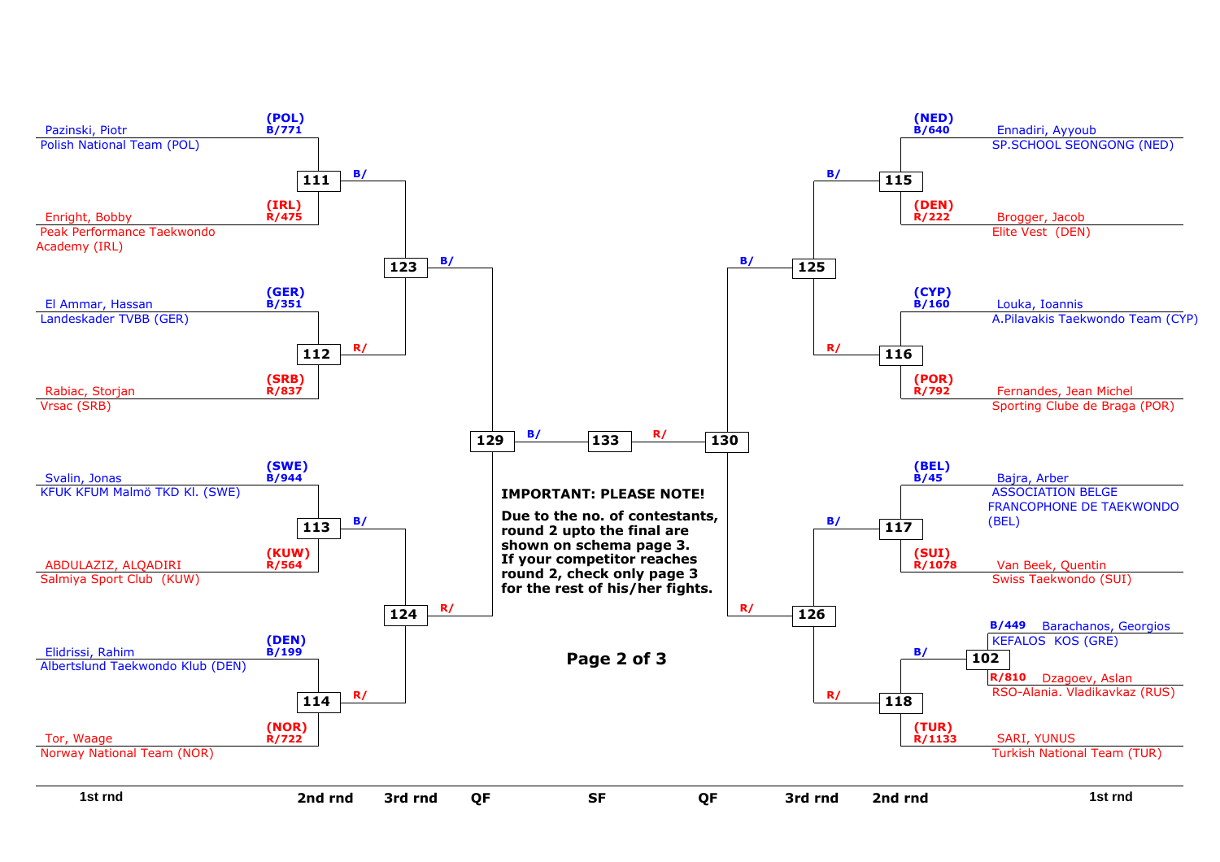## Left bracket

| 1st rnd | | 2nd rnd | 3rd rnd | QF |
|---|---|---|---|---|
| Pazinski, Piotr – Polish National Team (POL) | (POL) B/771 | 111 (B/) | 123 (B/) | 129 |
| Enright, Bobby – Peak Performance Taekwondo Academy (IRL) | (IRL) R/475 | 111 | | |
| El Ammar, Hassan – Landeskader TVBB (GER) | (GER) B/351 | 112 (R/) | 123 | |
| Rabiac, Storjan – Vrsac (SRB) | (SRB) R/837 | 112 | | |
| Svalin, Jonas – KFUK KFUM Malmö TKD Kl. (SWE) | (SWE) B/944 | 113 (B/) | 124 (R/) | 129 |
| ABDULAZIZ, ALQADIRI – Salmiya Sport Club (KUW) | (KUW) R/564 | 113 | | |
| Elidrissi, Rahim – Albertslund Taekwondo Klub (DEN) | (DEN) B/199 | 114 (R/) | 124 | |
| Tor, Waage – Norway National Team (NOR) | (NOR) R/722 | 114 | | |

## SF

129 (B/) – 133 – (R/) 130

## Right bracket

| 1st rnd | | 2nd rnd | 3rd rnd | QF |
|---|---|---|---|---|
| Ennadiri, Ayyoub – SP.SCHOOL SEONGONG (NED) | (NED) B/640 | 115 (B/) | 125 (B/) | 130 |
| Brogger, Jacob – Elite Vest (DEN) | (DEN) R/222 | 115 | | |
| Louka, Ioannis – A.Pilavakis Taekwondo Team (CYP) | (CYP) B/160 | 116 (R/) | 125 | |
| Fernandes, Jean Michel – Sporting Clube de Braga (POR) | (POR) R/792 | 116 | | |
| Bajra, Arber – ASSOCIATION BELGE FRANCOPHONE DE TAEKWONDO (BEL) | (BEL) B/45 | 117 (B/) | 126 (R/) | 130 |
| Van Beek, Quentin – Swiss Taekwondo (SUI) | (SUI) R/1078 | 117 | | |
| Barachanos, Georgios – KEFALOS KOS (GRE) | B/449 | 102 → 118 (B/) | 126 | |
| Dzagoev, Aslan – RSO-Alania. Vladikavkaz (RUS) | R/810 | 102 | | |
| SARI, YUNUS – Turkish National Team (TUR) | (TUR) R/1133 | 118 (R/) | 126 | |

**IMPORTANT: PLEASE NOTE!**

**Due to the no. of contestants, round 2 upto the final are shown on schema page 3. If your competitor reaches round 2, check only page 3 for the rest of his/her fights.**

**Page 2 of 3**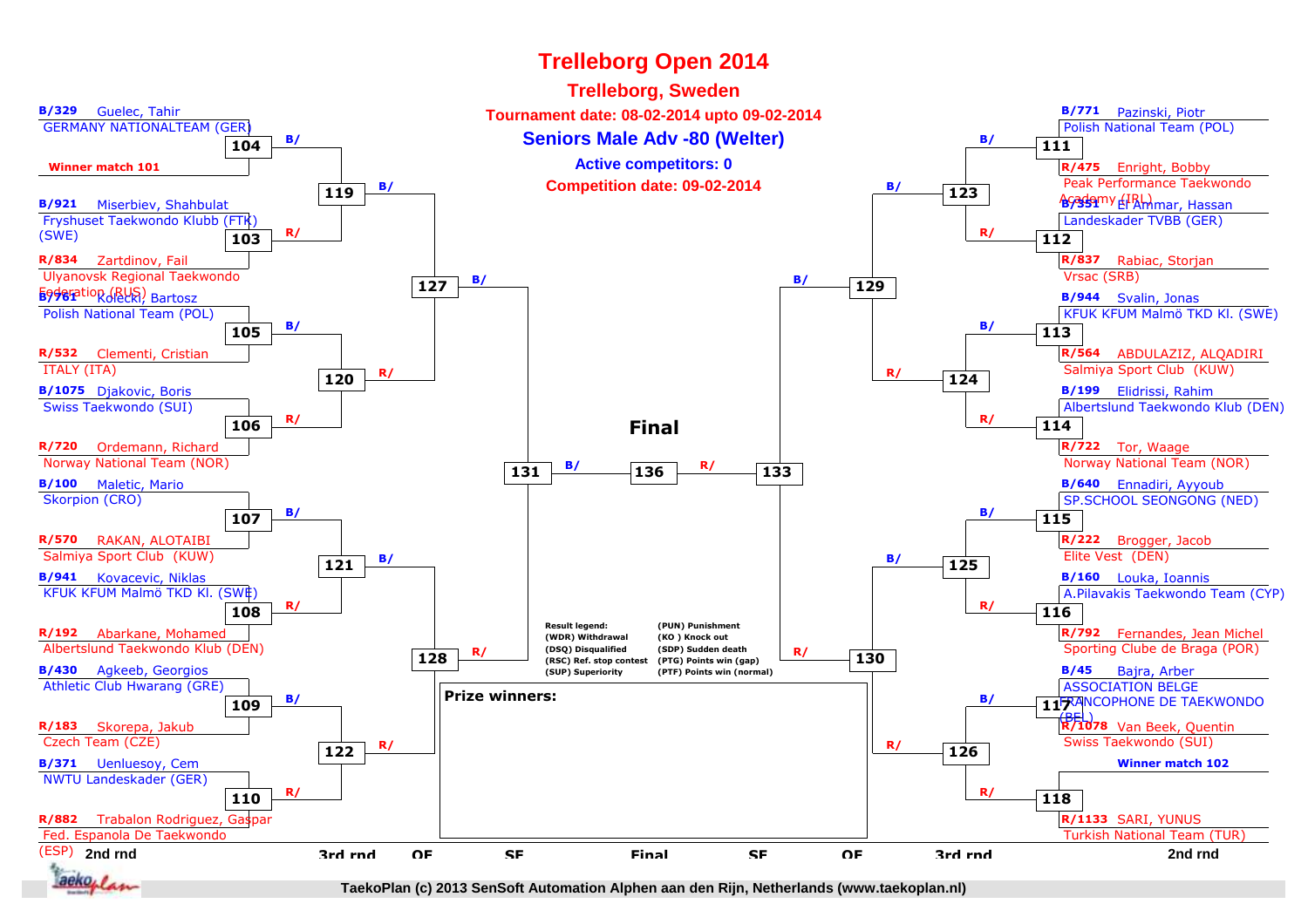# Trelleborg Open 2014

## Trelleborg, Sweden

**Tournament date: 08-02-2014 upto 09-02-2014**

### Seniors Male Adv -80 (Welter)

**Active competitors: 0**

**Competition date: 09-02-2014**

| Match | Blue | Red |
|---|---|---|
| 104 | B/329 Guelec, Tahir — GERMANY NATIONALTEAM (GER) | Winner match 101 |
| 103 | B/921 Miserbiev, Shahbulat — Fryshuset Taekwondo Klubb (FTK) (SWE) | R/834 Zartdinov, Fail — Ulyanovsk Regional Taekwondo Federation (RUS) |
| 105 | B/761 Kolecki, Bartosz — Polish National Team (POL) | R/532 Clementi, Cristian — ITALY (ITA) |
| 106 | B/1075 Djakovic, Boris — Swiss Taekwondo (SUI) | R/720 Ordemann, Richard — Norway National Team (NOR) |
| 107 | B/100 Maletic, Mario — Skorpion (CRO) | R/570 RAKAN, ALOTAIBI — Salmiya Sport Club (KUW) |
| 108 | B/941 Kovacevic, Niklas — KFUK KFUM Malmö TKD Kl. (SWE) | R/192 Abarkane, Mohamed — Albertslund Taekwondo Klub (DEN) |
| 109 | B/430 Agkeeb, Georgios — Athletic Club Hwarang (GRE) | R/183 Skorepa, Jakub — Czech Team (CZE) |
| 110 | B/371 Uenluesoy, Cem — NWTU Landeskader (GER) | R/882 Trabalon Rodriguez, Gaspar — Fed. Espanola De Taekwondo (ESP) |
| 111 | B/771 Pazinski, Piotr — Polish National Team (POL) | R/475 Enright, Bobby — Peak Performance Taekwondo Academy (IRL) |
| 112 | B/351 El Ammar, Hassan — Landeskader TVBB (GER) | R/837 Rabiac, Storjan — Vrsac (SRB) |
| 113 | B/944 Svalin, Jonas — KFUK KFUM Malmö TKD Kl. (SWE) | R/564 ABDULAZIZ, ALQADIRI — Salmiya Sport Club (KUW) |
| 114 | B/199 Elidrissi, Rahim — Albertslund Taekwondo Klub (DEN) | R/722 Tor, Waage — Norway National Team (NOR) |
| 115 | B/640 Ennadiri, Ayyoub — SP.SCHOOL SEONGONG (NED) | R/222 Brogger, Jacob — Elite Vest (DEN) |
| 116 | B/160 Louka, Ioannis — A.Pilavakis Taekwondo Team (CYP) | R/792 Fernandes, Jean Michel — Sporting Clube de Braga (POR) |
| 117 | B/45 Bajra, Arber — ASSOCIATION BELGE FRANCOPHONE DE TAEKWONDO (BEL) | R/1078 Van Beek, Quentin — Swiss Taekwondo (SUI) |
| 118 | Winner match 102 | R/1133 SARI, YUNUS — Turkish National Team (TUR) |

3rd rnd: 119 (104 vs 103), 120 (105 vs 106), 121 (107 vs 108), 122 (109 vs 110), 123 (111 vs 112), 124 (113 vs 114), 125 (115 vs 116), 126 (117 vs 118)

QF: 127 (119 vs 120), 128 (121 vs 122), 129 (123 vs 124), 130 (125 vs 126)

SF: 131 (127 vs 128), 133 (129 vs 130)

**Final**: 136 (131 vs 133)

2nd rnd | 3rd rnd | QF | SF | Final | SF | QF | 3rd rnd | 2nd rnd

**Prize winners:**

Result legend:
- (WDR) Withdrawal
- (DSQ) Disqualified
- (RSC) Ref. stop contest
- (SUP) Superiority
- (PUN) Punishment
- (KO ) Knock out
- (SDP) Sudden death
- (PTG) Points win (gap)
- (PTF) Points win (normal)

TaekoPlan (c) 2013 SenSoft Automation Alphen aan den Rijn, Netherlands (www.taekoplan.nl)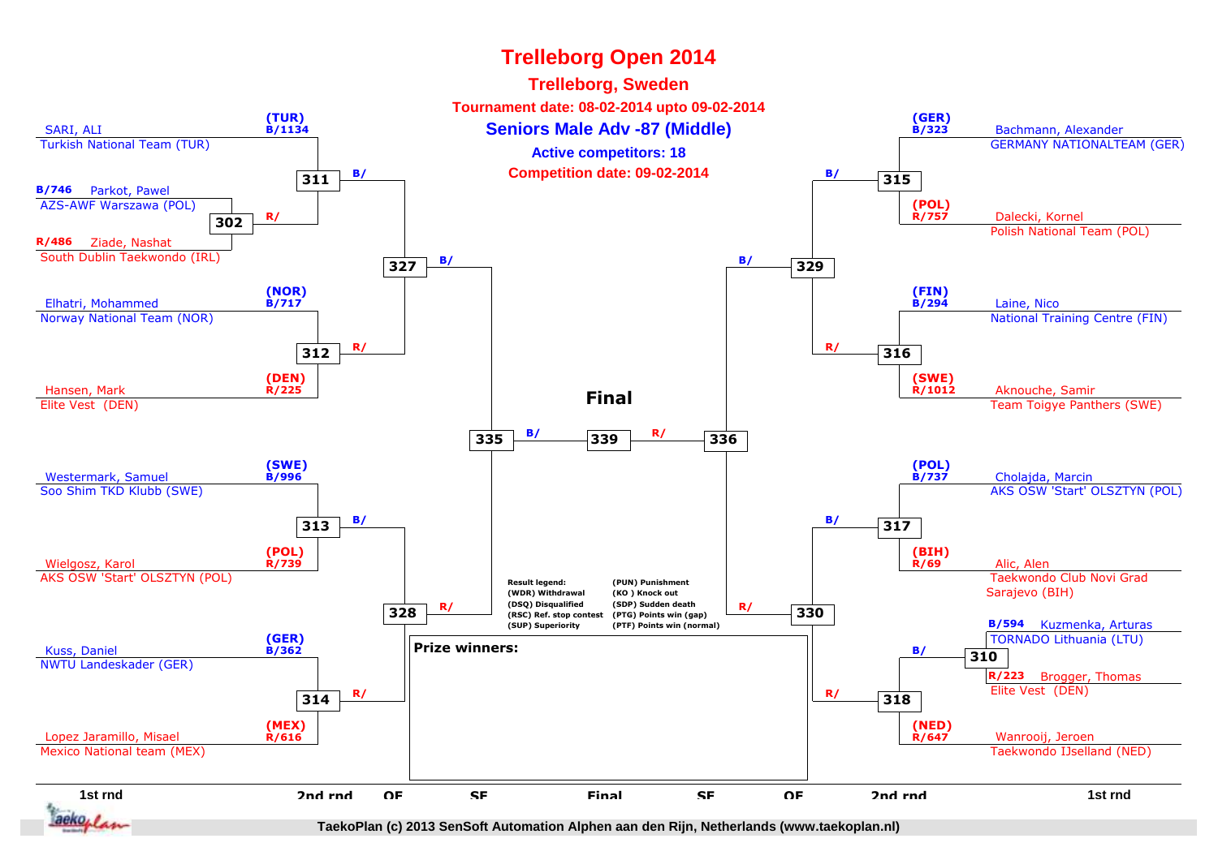# Trelleborg Open 2014

## Trelleborg, Sweden

**Tournament date: 08-02-2014 upto 09-02-2014**

### Seniors Male Adv -87 (Middle)

**Active competitors: 18**

**Competition date: 09-02-2014**

| Match | Blue | Red |
|---|---|---|
| 302 | B/746 Parkot, Pawel — AZS-AWF Warszawa (POL) | R/486 Ziade, Nashat — South Dublin Taekwondo (IRL) |
| 311 | (TUR) B/1134 SARI, ALI — Turkish National Team (TUR) | R/ |
| 312 | (NOR) B/717 Elhatri, Mohammed — Norway National Team (NOR) | (DEN) R/225 Hansen, Mark — Elite Vest (DEN) |
| 313 | (SWE) B/996 Westermark, Samuel — Soo Shim TKD Klubb (SWE) | (POL) R/739 Wielgosz, Karol — AKS OSW 'Start' OLSZTYN (POL) |
| 314 | (GER) B/362 Kuss, Daniel — NWTU Landeskader (GER) | (MEX) R/616 Lopez Jaramillo, Misael — Mexico National team (MEX) |
| 315 | (GER) B/323 Bachmann, Alexander — GERMANY NATIONALTEAM (GER) | (POL) R/757 Dalecki, Kornel — Polish National Team (POL) |
| 316 | (FIN) B/294 Laine, Nico — National Training Centre (FIN) | (SWE) R/1012 Aknouche, Samir — Team Toigye Panthers (SWE) |
| 317 | (POL) B/737 Cholajda, Marcin — AKS OSW 'Start' OLSZTYN (POL) | (BIH) R/69 Alic, Alen — Taekwondo Club Novi Grad Sarajevo (BIH) |
| 310 | B/594 Kuzmenka, Arturas — TORNADO Lithuania (LTU) | R/223 Brogger, Thomas — Elite Vest (DEN) |
| 318 | B/ | (NED) R/647 Wanrooij, Jeroen — Taekwondo IJsseland (NED) |
| 327 | B/ (winner 311) | R/ (winner 312) |
| 328 | B/ (winner 313) | R/ (winner 314) |
| 329 | B/ (winner 315) | R/ (winner 316) |
| 330 | B/ (winner 317) | R/ (winner 318) |
| 335 | B/ (winner 327) | R/ (winner 328) |
| 336 | B/ (winner 329) | R/ (winner 330) |
| 339 (Final) | B/ (winner 335) | R/ (winner 336) |

Rounds: 1st rnd | 2nd rnd | QF | SF | Final | SF | QF | 2nd rnd | 1st rnd

**Result legend:**
- (WDR) Withdrawal
- (DSQ) Disqualified
- (RSC) Ref. stop contest
- (SUP) Superiority
- (PUN) Punishment
- (KO ) Knock out
- (SDP) Sudden death
- (PTG) Points win (gap)
- (PTF) Points win (normal)

**Prize winners:**

TaekoPlan (c) 2013 SenSoft Automation Alphen aan den Rijn, Netherlands (www.taekoplan.nl)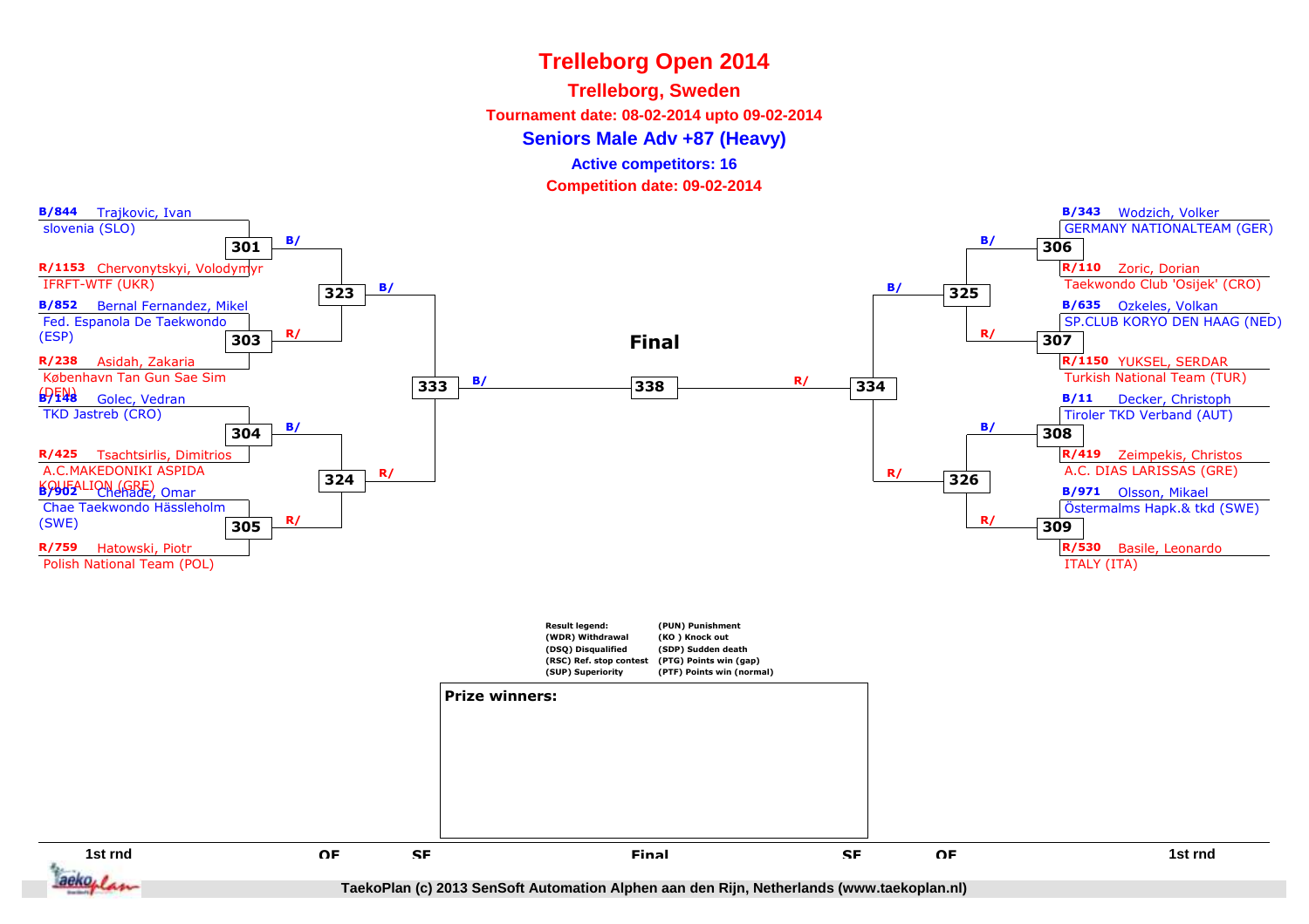# Trelleborg Open 2014

## Trelleborg, Sweden

**Tournament date: 08-02-2014 upto 09-02-2014**

### Seniors Male Adv +87 (Heavy)

**Active competitors: 16**

**Competition date: 09-02-2014**

**1st rnd (left side)**

| Match | Corner | Competitor | Club |
|---|---|---|---|
| 301 | B/844 | Trajkovic, Ivan | slovenia (SLO) |
| 301 | R/1153 | Chervonytskyi, Volodymyr | IFRFT-WTF (UKR) |
| 303 | B/852 | Bernal Fernandez, Mikel | Fed. Espanola De Taekwondo (ESP) |
| 303 | R/238 | Asidah, Zakaria | København Tan Gun Sae Sim (DEN) |
| 304 | B/148 | Golec, Vedran | TKD Jastreb (CRO) |
| 304 | R/425 | Tsachtsirlis, Dimitrios | A.C.MAKEDONIKI ASPIDA KOUFALION (GRE) |
| 305 | B/902 | Chehade, Omar | Chae Taekwondo Hässleholm (SWE) |
| 305 | R/759 | Hatowski, Piotr | Polish National Team (POL) |

**1st rnd (right side)**

| Match | Corner | Competitor | Club |
|---|---|---|---|
| 306 | B/343 | Wodzich, Volker | GERMANY NATIONALTEAM (GER) |
| 306 | R/110 | Zoric, Dorian | Taekwondo Club 'Osijek' (CRO) |
| 307 | B/635 | Ozkeles, Volkan | SP.CLUB KORYO DEN HAAG (NED) |
| 307 | R/1150 | YUKSEL, SERDAR | Turkish National Team (TUR) |
| 308 | B/11 | Decker, Christoph | Tiroler TKD Verband (AUT) |
| 308 | R/419 | Zeimpekis, Christos | A.C. DIAS LARISSAS (GRE) |
| 309 | B/971 | Olsson, Mikael | Östermalms Hapk.& tkd (SWE) |
| 309 | R/530 | Basile, Leonardo | ITALY (ITA) |

**QF:** 323 (winners 301 B/ vs 303 R/), 324 (winners 304 B/ vs 305 R/), 325 (winners 306 B/ vs 307 R/), 326 (winners 308 B/ vs 309 R/)

**SF:** 333 (winners 323 B/ vs 324 R/), 334 (winners 325 B/ vs 326 R/)

**Final:** 338 (winner 333 B/ vs winner 334 R/)

| Result legend: | |
|---|---|
| (WDR) Withdrawal | (PUN) Punishment |
| (DSQ) Disqualified | (KO ) Knock out |
| (RSC) Ref. stop contest | (SDP) Sudden death |
| (SUP) Superiority | (PTG) Points win (gap) |
| | (PTF) Points win (normal) |

**Prize winners:**

1st rnd | QF | SF | Final | SF | QF | 1st rnd

TaekoPlan (c) 2013 SenSoft Automation Alphen aan den Rijn, Netherlands (www.taekoplan.nl)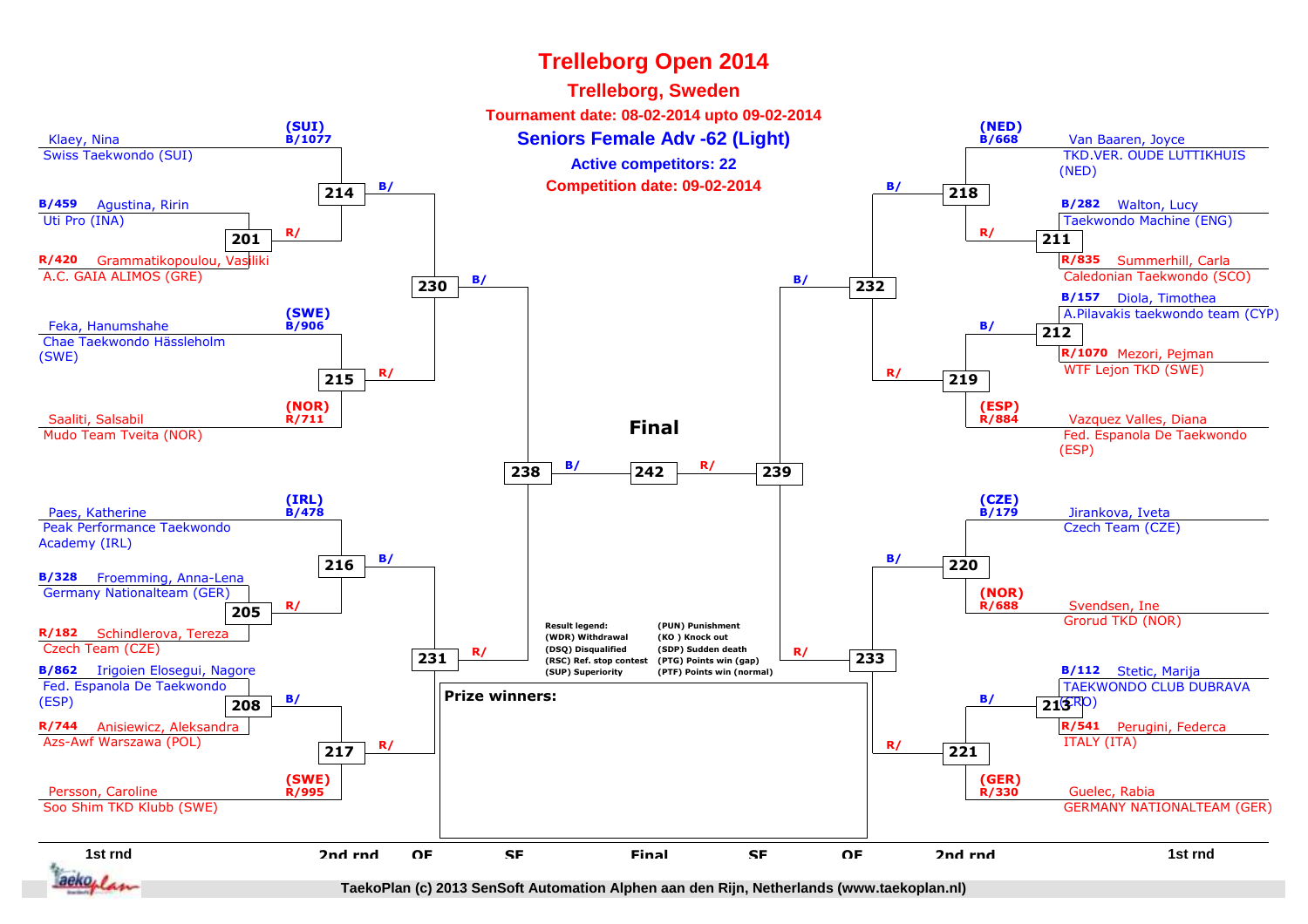# Trelleborg Open 2014

## Trelleborg, Sweden

**Tournament date: 08-02-2014 upto 09-02-2014**

### Seniors Female Adv -62 (Light)

**Active competitors: 22**

**Competition date: 09-02-2014**

| Bracket | Match | Competitor | Club |
|---|---|---|---|
| Left | 214 | (SUI) B/1077 Klaey, Nina | Swiss Taekwondo (SUI) |
| Left | 201 | B/459 Agustina, Ririn | Uti Pro (INA) |
| Left | 201 | R/420 Grammatikopoulou, Vasiliki | A.C. GAIA ALIMOS (GRE) |
| Left | 215 | (SWE) B/906 Feka, Hanumshahe | Chae Taekwondo Hässleholm (SWE) |
| Left | 215 | (NOR) R/711 Saaliti, Salsabil | Mudo Team Tveita (NOR) |
| Left | 216 | (IRL) B/478 Paes, Katherine | Peak Performance Taekwondo Academy (IRL) |
| Left | 205 | B/328 Froemming, Anna-Lena | Germany Nationalteam (GER) |
| Left | 205 | R/182 Schindlerova, Tereza | Czech Team (CZE) |
| Left | 208 | B/862 Irigoien Elosegui, Nagore | Fed. Espanola De Taekwondo (ESP) |
| Left | 208 | R/744 Anisiewicz, Aleksandra | Azs-Awf Warszawa (POL) |
| Left | 217 | (SWE) R/995 Persson, Caroline | Soo Shim TKD Klubb (SWE) |
| Right | 218 | (NED) B/668 Van Baaren, Joyce | TKD.VER. OUDE LUTTIKHUIS (NED) |
| Right | 211 | B/282 Walton, Lucy | Taekwondo Machine (ENG) |
| Right | 211 | R/835 Summerhill, Carla | Caledonian Taekwondo (SCO) |
| Right | 212 | B/157 Diola, Timothea | A.Pilavakis taekwondo team (CYP) |
| Right | 212 | R/1070 Mezori, Pejman | WTF Lejon TKD (SWE) |
| Right | 219 | (ESP) R/884 Vazquez Valles, Diana | Fed. Espanola De Taekwondo (ESP) |
| Right | 220 | (CZE) B/179 Jirankova, Iveta | Czech Team (CZE) |
| Right | 220 | (NOR) R/688 Svendsen, Ine | Grorud TKD (NOR) |
| Right | 213 | B/112 Stetic, Marija | TAEKWONDO CLUB DUBRAVA (CRO) |
| Right | 213 | R/541 Perugini, Federca | ITALY (ITA) |
| Right | 221 | (GER) R/330 Guelec, Rabia | GERMANY NATIONALTEAM (GER) |

Matches: 214 and 215 → 230; 216 and 217 → 231; 230 and 231 → 238; 218 and 219 → 232; 220 and 221 → 233; 232 and 233 → 239; 238 and 239 → 242 (Final).

Rounds: 1st rnd, 2nd rnd, QF, SF, Final, SF, QF, 2nd rnd, 1st rnd

**Result legend:**
- (WDR) Withdrawal
- (DSQ) Disqualified
- (RSC) Ref. stop contest
- (SUP) Superiority
- (PUN) Punishment
- (KO ) Knock out
- (SDP) Sudden death
- (PTG) Points win (gap)
- (PTF) Points win (normal)

**Prize winners:**

TaekoPlan (c) 2013 SenSoft Automation Alphen aan den Rijn, Netherlands (www.taekoplan.nl)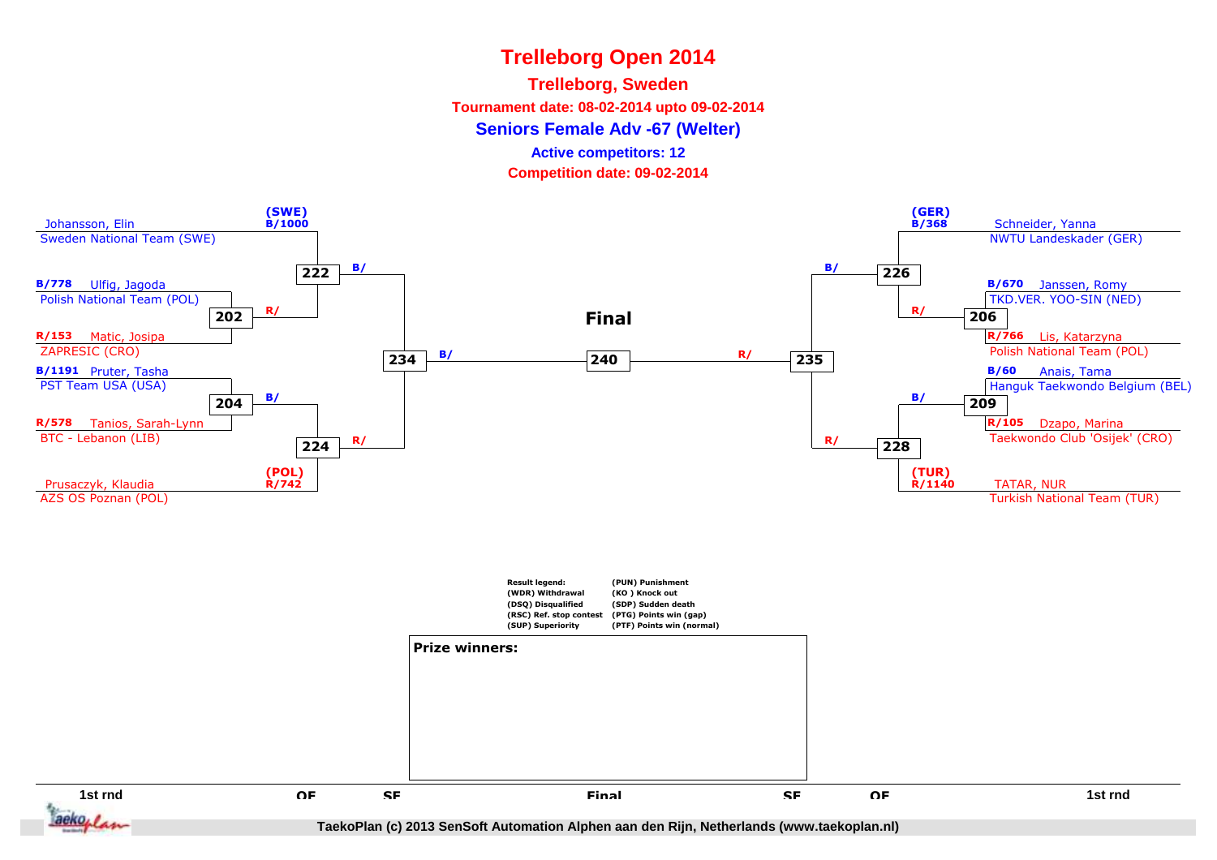# Trelleborg Open 2014

**Trelleborg, Sweden**

**Tournament date: 08-02-2014 upto 09-02-2014**

**Seniors Female Adv -67 (Welter)**

**Active competitors: 12**

**Competition date: 09-02-2014**

## Left bracket

- (SWE) B/1000 Johansson, Elin — Sweden National Team (SWE) → 222 B/
- B/778 Ulfig, Jagoda — Polish National Team (POL) → 202
- R/153 Matic, Josipa — ZAPRESIC (CRO) → 202
- 202 R/ → 222 R/
- 222 B/ → 234
- B/1191 Pruter, Tasha — PST Team USA (USA) → 204
- R/578 Tanios, Sarah-Lynn — BTC - Lebanon (LIB) → 204
- 204 B/ → 224 B/
- (POL) R/742 Prusaczyk, Klaudia — AZS OS Poznan (POL) → 224 R/
- 224 R/ → 234
- 234 B/ → 240

## Final

240

## Right bracket

- (GER) B/368 Schneider, Yanna — NWTU Landeskader (GER) → 226 B/
- B/670 Janssen, Romy — TKD.VER. YOO-SIN (NED) → 206
- R/766 Lis, Katarzyna — Polish National Team (POL) → 206
- 206 R/ → 226 R/
- 226 B/ → 235
- B/60 Anais, Tama — Hanguk Taekwondo Belgium (BEL) → 209
- R/105 Dzapo, Marina — Taekwondo Club 'Osijek' (CRO) → 209
- 209 B/ → 228 B/
- (TUR) R/1140 TATAR, NUR — Turkish National Team (TUR) → 228 R/
- 228 R/ → 235
- 235 R/ → 240

**Result legend:**

| | |
|---|---|
| (WDR) Withdrawal | (PUN) Punishment |
| (DSQ) Disqualified | (KO ) Knock out |
| (RSC) Ref. stop contest | (SDP) Sudden death |
| (SUP) Superiority | (PTG) Points win (gap) |
| | (PTF) Points win (normal) |

**Prize winners:**

1st rnd | QF | SF | Final | SF | QF | 1st rnd

TaekoPlan (c) 2013 SenSoft Automation Alphen aan den Rijn, Netherlands (www.taekoplan.nl)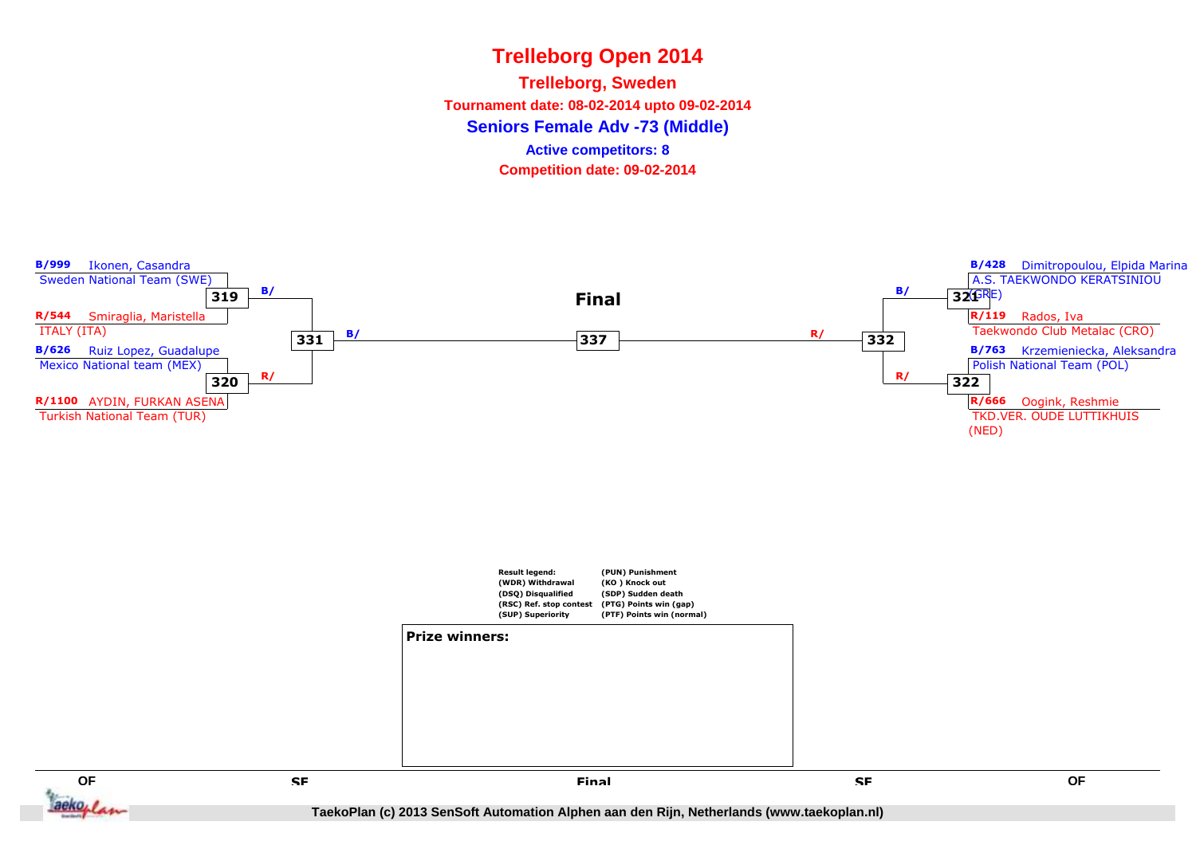# Trelleborg Open 2014

## Trelleborg, Sweden

**Tournament date: 08-02-2014 upto 09-02-2014**

**Seniors Female Adv -73 (Middle)**

**Active competitors: 8**

**Competition date: 09-02-2014**

**Final**

B/999 Ikonen, Casandra
Sweden National Team (SWE)

319 B/

R/544 Smiraglia, Maristella
ITALY (ITA)

331 B/

B/626 Ruiz Lopez, Guadalupe
Mexico National team (MEX)

320 R/

R/1100 AYDIN, FURKAN ASENA
Turkish National Team (TUR)

337

B/428 Dimitropoulou, Elpida Marina
A.S. TAEKWONDO KERATSINIOU (GRE)

321 B/

R/119 Rados, Iva
Taekwondo Club Metalac (CRO)

332 R/

B/763 Krzemieniecka, Aleksandra
Polish National Team (POL)

322 R/

R/666 Oogink, Reshmie
TKD.VER. OUDE LUTTIKHUIS (NED)

| Result legend: | (PUN) Punishment |
| --- | --- |
| (WDR) Withdrawal | (KO ) Knock out |
| (DSQ) Disqualified | (SDP) Sudden death |
| (RSC) Ref. stop contest | (PTG) Points win (gap) |
| (SUP) Superiority | (PTF) Points win (normal) |

**Prize winners:**

QF SF Final SF QF

TaekoPlan (c) 2013 SenSoft Automation Alphen aan den Rijn, Netherlands (www.taekoplan.nl)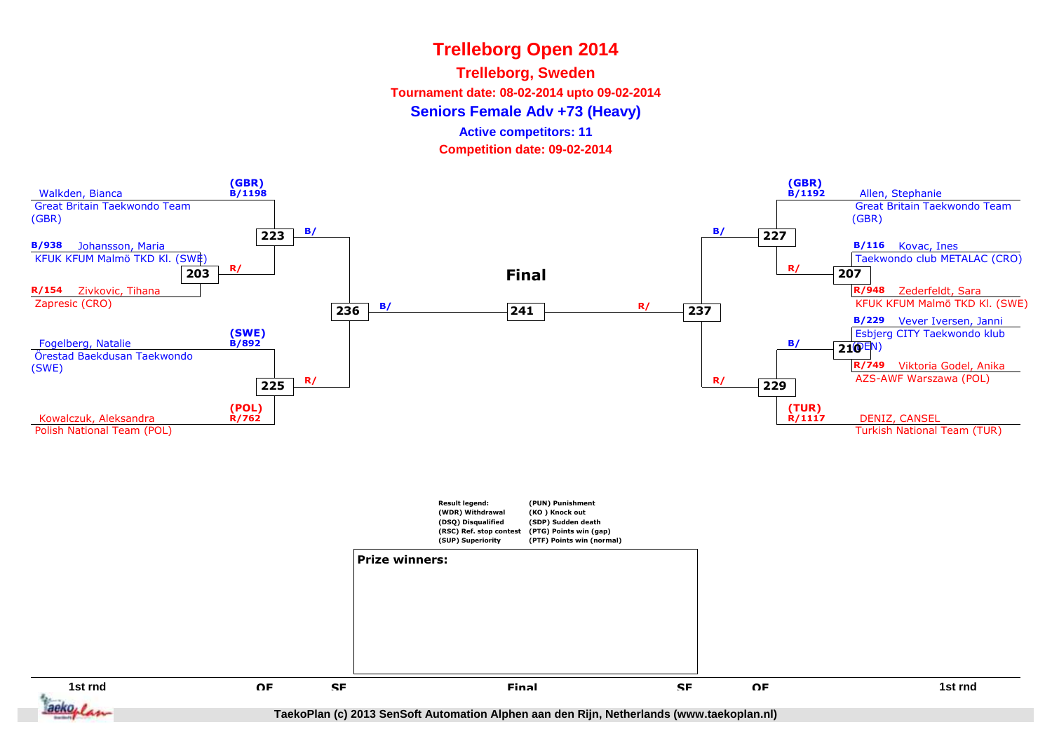# Trelleborg Open 2014

## Trelleborg, Sweden

**Tournament date: 08-02-2014 upto 09-02-2014**

### Seniors Female Adv +73 (Heavy)

**Active competitors: 11**

**Competition date: 09-02-2014**

(GBR) B/1198 Walkden, Bianca
Great Britain Taekwondo Team (GBR)

B/938 Johansson, Maria
KFUK KFUM Malmö TKD Kl. (SWE)

203 R/

R/154 Zivkovic, Tihana
Zapresic (CRO)

223 B/

(SWE) B/892 Fogelberg, Natalie
Örestad Baekdusan Taekwondo (SWE)

225 R/

(POL) R/762 Kowalczuk, Aleksandra
Polish National Team (POL)

236 B/

**Final**

241

R/ 237

(GBR) B/1192 Allen, Stephanie
Great Britain Taekwondo Team (GBR)

B/ 227

B/116 Kovac, Ines
Taekwondo club METALAC (CRO)

R/ 207

R/948 Zederfeldt, Sara
KFUK KFUM Malmö TKD Kl. (SWE)

B/229 Vever Iversen, Janni
Esbjerg CITY Taekwondo klub (DEN)

B/ 210

R/749 Viktoria Godel, Anika
AZS-AWF Warszawa (POL)

R/ 229

(TUR) R/1117 DENIZ, CANSEL
Turkish National Team (TUR)

Result legend:
(WDR) Withdrawal
(DSQ) Disqualified
(RSC) Ref. stop contest
(SUP) Superiority
(PUN) Punishment
(KO ) Knock out
(SDP) Sudden death
(PTG) Points win (gap)
(PTF) Points win (normal)

**Prize winners:**

1st rnd | QF | SF | Final | SF | QF | 1st rnd

TaekoPlan (c) 2013 SenSoft Automation Alphen aan den Rijn, Netherlands (www.taekoplan.nl)